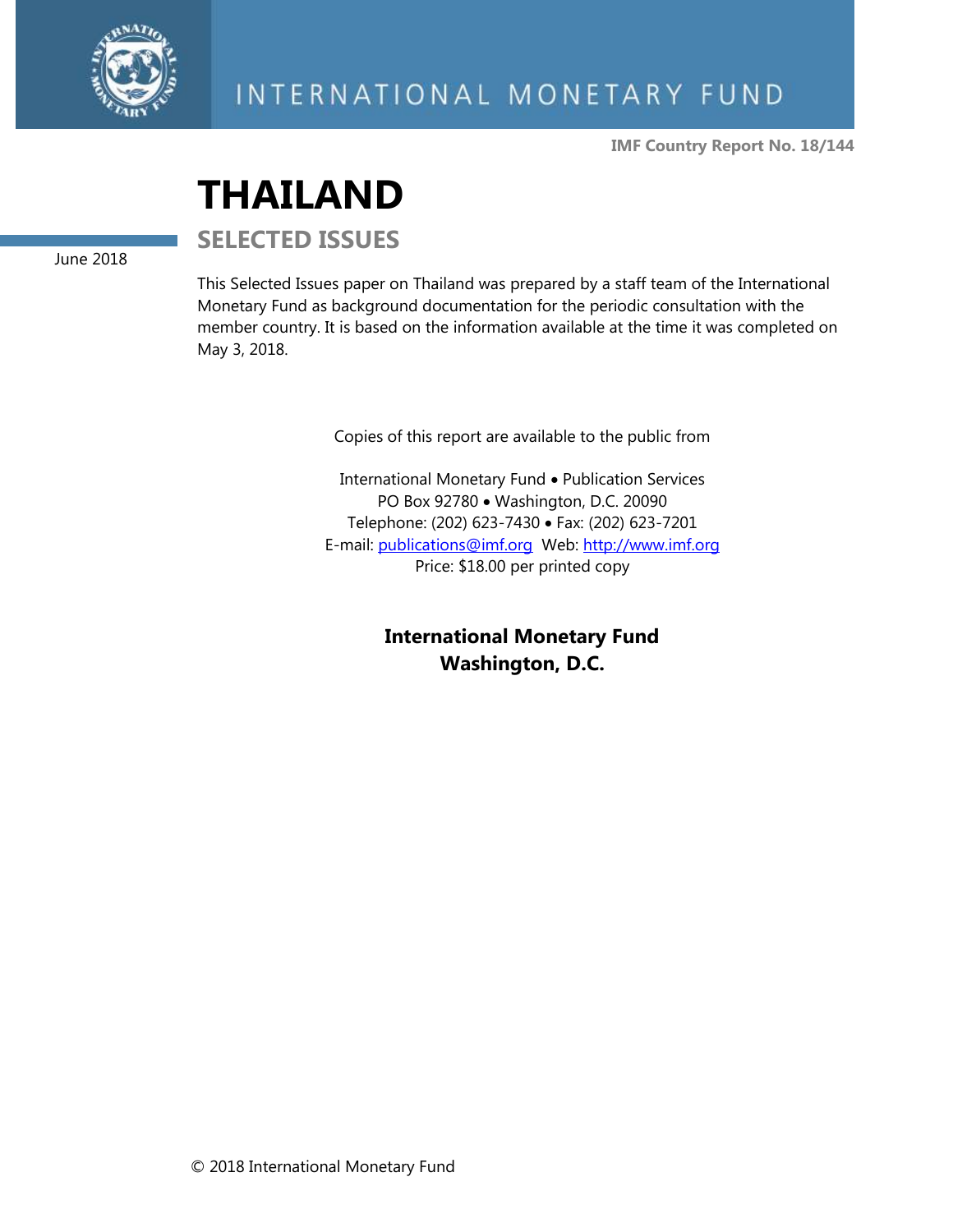INTERNATIONAL MONETARY FUND

**IMF Country Report No. 18/144**

# THAILAND

## SELECTED ISSUES

June 2018

This Selected Issues paper on Thailand was prepared by a staff team of the International Monetary Fund as background documentation for the periodic consultation with the member country. It is based on the information available at the time it was completed on May 3, 2018.

Copies of this report are available to the public from

International Monetary Fund • Publication Services
PO Box 92780 • Washington, D.C. 20090
Telephone: (202) 623-7430 • Fax: (202) 623-7201
E-mail: publications@imf.org Web: http://www.imf.org
Price: $18.00 per printed copy

**International Monetary Fund**
**Washington, D.C.**

© 2018 International Monetary Fund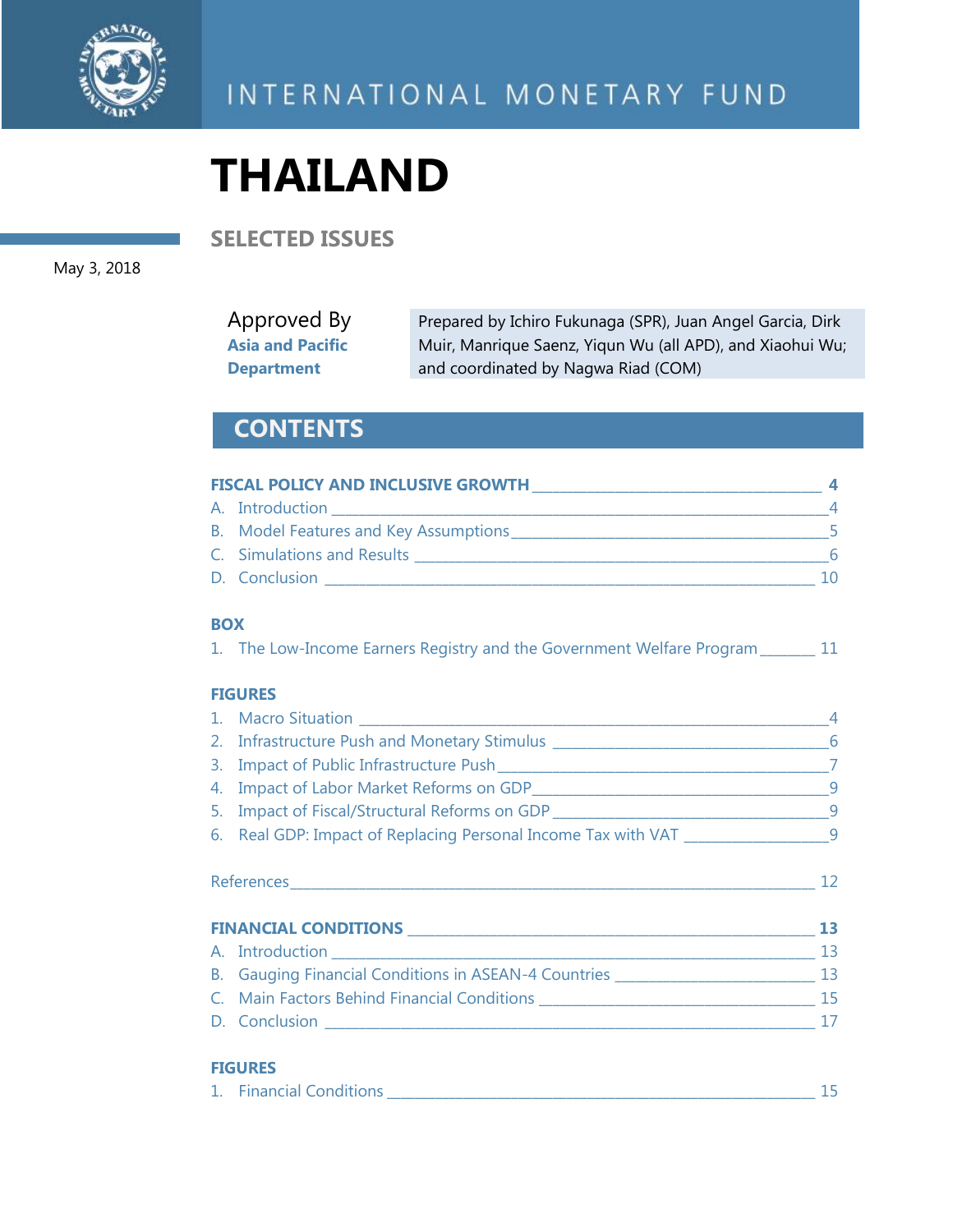INTERNATIONAL MONETARY FUND

# THAILAND

## SELECTED ISSUES

May 3, 2018

Approved By
**Asia and Pacific Department**

Prepared by Ichiro Fukunaga (SPR), Juan Angel Garcia, Dirk Muir, Manrique Saenz, Yiqun Wu (all APD), and Xiaohui Wu; and coordinated by Nagwa Riad (COM)

## CONTENTS

**FISCAL POLICY AND INCLUSIVE GROWTH** ____ **4**

A. Introduction ____ 4
B. Model Features and Key Assumptions ____ 5
C. Simulations and Results ____ 6
D. Conclusion ____ 10

**BOX**

1. The Low-Income Earners Registry and the Government Welfare Program ____ 11

**FIGURES**

1. Macro Situation ____ 4
2. Infrastructure Push and Monetary Stimulus ____ 6
3. Impact of Public Infrastructure Push ____ 7
4. Impact of Labor Market Reforms on GDP ____ 9
5. Impact of Fiscal/Structural Reforms on GDP ____ 9
6. Real GDP: Impact of Replacing Personal Income Tax with VAT ____ 9

References ____ 12

**FINANCIAL CONDITIONS** ____ **13**

A. Introduction ____ 13
B. Gauging Financial Conditions in ASEAN-4 Countries ____ 13
C. Main Factors Behind Financial Conditions ____ 15
D. Conclusion ____ 17

**FIGURES**

1. Financial Conditions ____ 15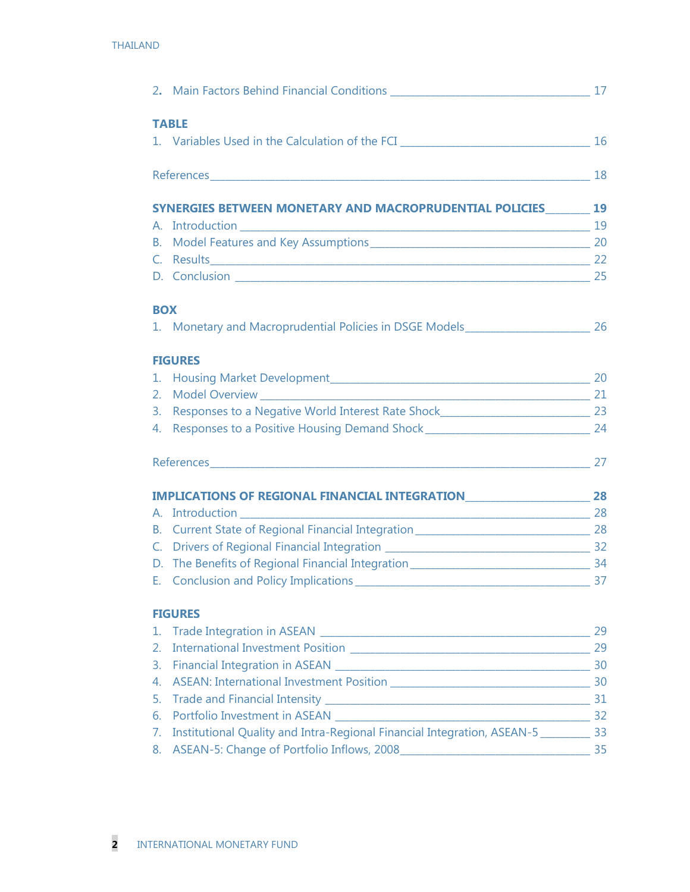2. Main Factors Behind Financial Conditions _____ 17

**TABLE**

1. Variables Used in the Calculation of the FCI _____ 16

References _____ 18

**SYNERGIES BETWEEN MONETARY AND MACROPRUDENTIAL POLICIES _____ 19**

A. Introduction _____ 19

B. Model Features and Key Assumptions _____ 20

C. Results _____ 22

D. Conclusion _____ 25

**BOX**

1. Monetary and Macroprudential Policies in DSGE Models _____ 26

**FIGURES**

1. Housing Market Development _____ 20
2. Model Overview _____ 21
3. Responses to a Negative World Interest Rate Shock _____ 23
4. Responses to a Positive Housing Demand Shock _____ 24

References _____ 27

**IMPLICATIONS OF REGIONAL FINANCIAL INTEGRATION _____ 28**

A. Introduction _____ 28

B. Current State of Regional Financial Integration _____ 28

C. Drivers of Regional Financial Integration _____ 32

D. The Benefits of Regional Financial Integration _____ 34

E. Conclusion and Policy Implications _____ 37

**FIGURES**

1. Trade Integration in ASEAN _____ 29
2. International Investment Position _____ 29
3. Financial Integration in ASEAN _____ 30
4. ASEAN: International Investment Position _____ 30
5. Trade and Financial Intensity _____ 31
6. Portfolio Investment in ASEAN _____ 32
7. Institutional Quality and Intra-Regional Financial Integration, ASEAN-5 _____ 33
8. ASEAN-5: Change of Portfolio Inflows, 2008 _____ 35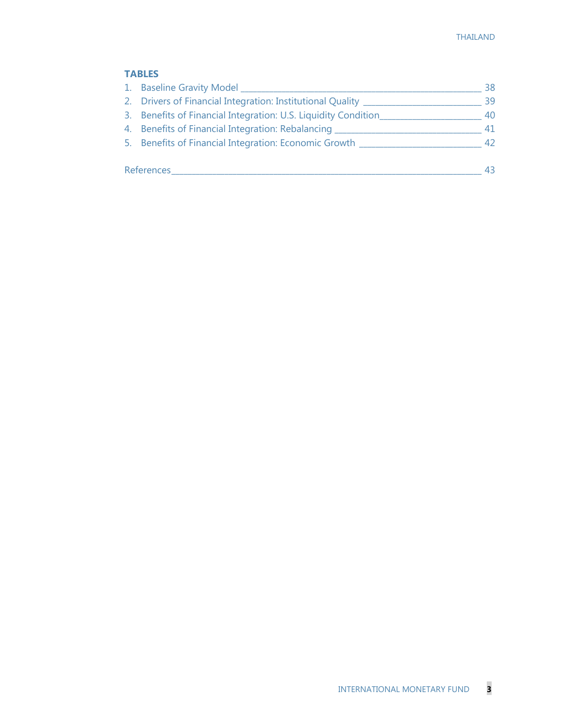## TABLES

1. Baseline Gravity Model ____________________________________________ 38
2. Drivers of Financial Integration: Institutional Quality _____________________ 39
3. Benefits of Financial Integration: U.S. Liquidity Condition___________________ 40
4. Benefits of Financial Integration: Rebalancing ____________________________ 41
5. Benefits of Financial Integration: Economic Growth _______________________ 42

References__________________________________________________________ 43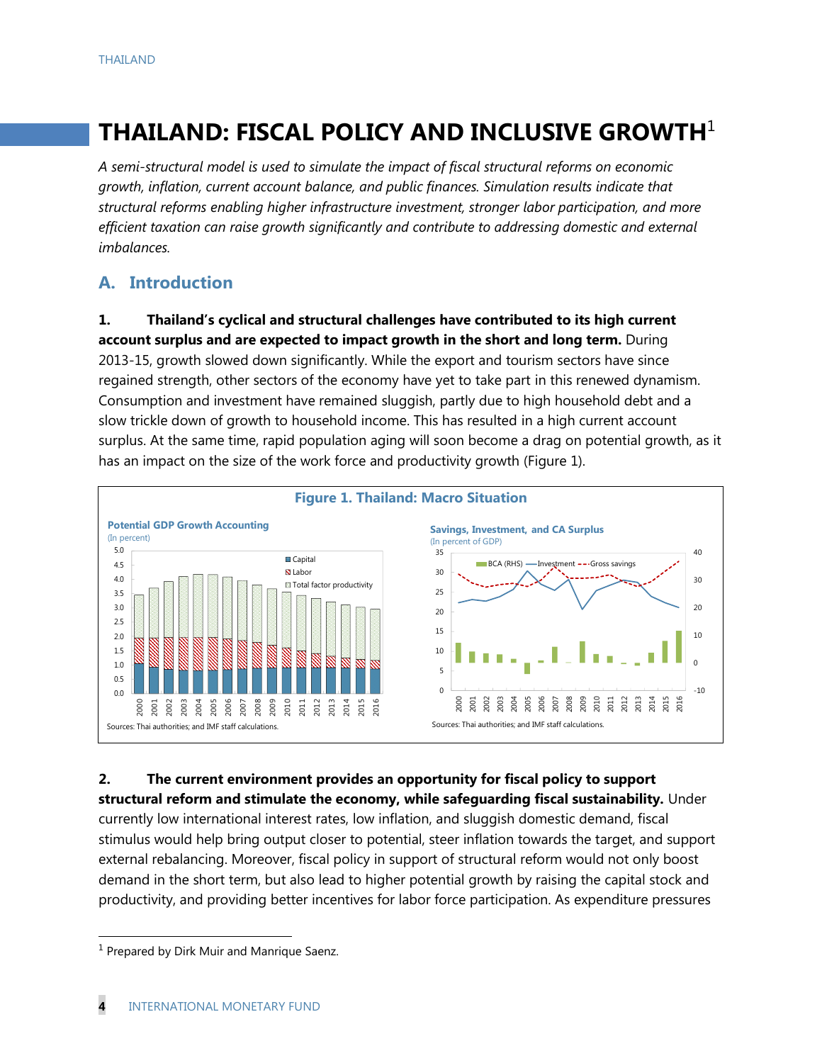# THAILAND: FISCAL POLICY AND INCLUSIVE GROWTH[1]

*A semi-structural model is used to simulate the impact of fiscal structural reforms on economic growth, inflation, current account balance, and public finances. Simulation results indicate that structural reforms enabling higher infrastructure investment, stronger labor participation, and more efficient taxation can raise growth significantly and contribute to addressing domestic and external imbalances.*

## A. Introduction

**1. Thailand's cyclical and structural challenges have contributed to its high current account surplus and are expected to impact growth in the short and long term.** During 2013-15, growth slowed down significantly. While the export and tourism sectors have since regained strength, other sectors of the economy have yet to take part in this renewed dynamism. Consumption and investment have remained sluggish, partly due to high household debt and a slow trickle down of growth to household income. This has resulted in a high current account surplus. At the same time, rapid population aging will soon become a drag on potential growth, as it has an impact on the size of the work force and productivity growth (Figure 1).

**Figure 1. Thailand: Macro Situation**

**Potential GDP Growth Accounting**
(In percent)

Sources: Thai authorities; and IMF staff calculations.

**Savings, Investment, and CA Surplus**
(In percent of GDP)

Sources: Thai authorities; and IMF staff calculations.

**2. The current environment provides an opportunity for fiscal policy to support structural reform and stimulate the economy, while safeguarding fiscal sustainability.** Under currently low international interest rates, low inflation, and sluggish domestic demand, fiscal stimulus would help bring output closer to potential, steer inflation towards the target, and support external rebalancing. Moreover, fiscal policy in support of structural reform would not only boost demand in the short term, but also lead to higher potential growth by raising the capital stock and productivity, and providing better incentives for labor force participation. As expenditure pressures

[1] Prepared by Dirk Muir and Manrique Saenz.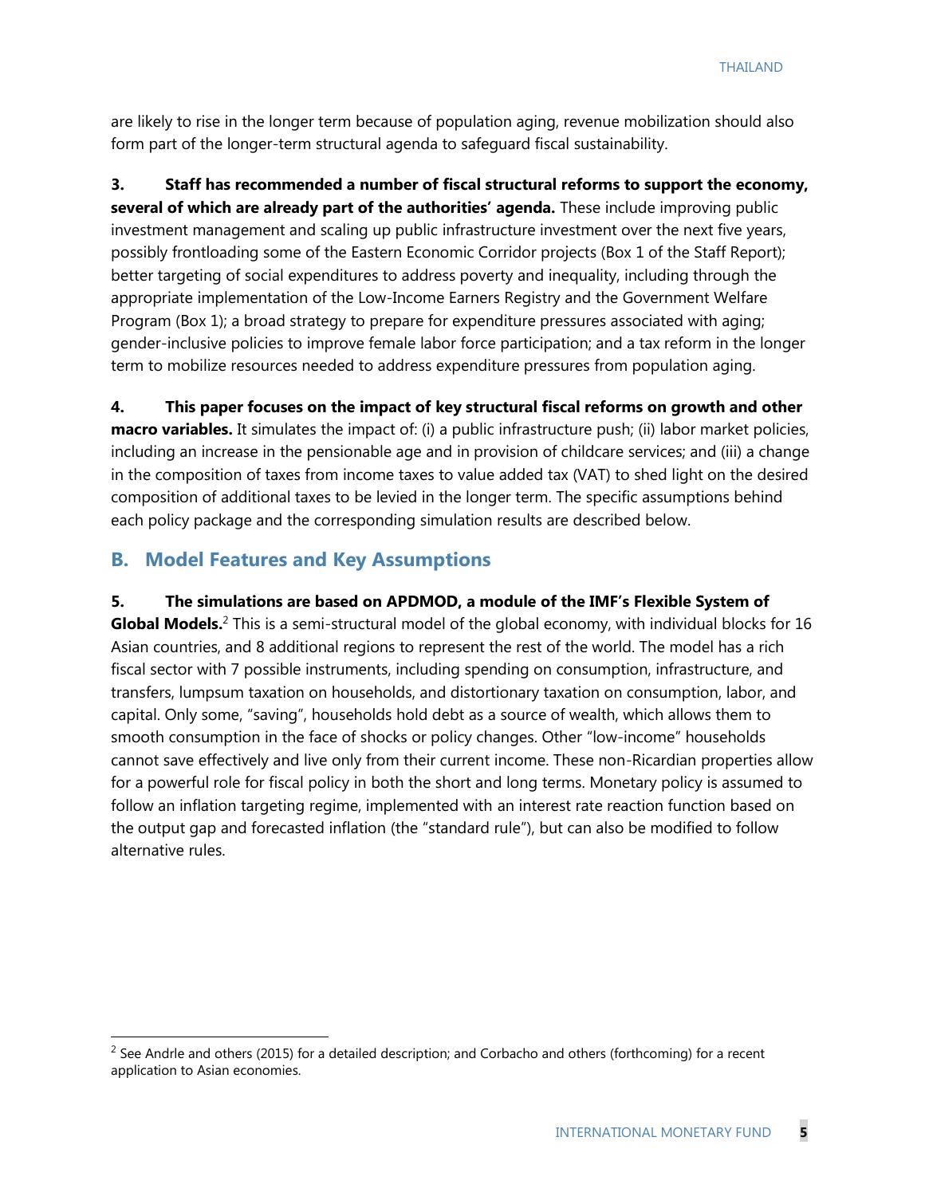are likely to rise in the longer term because of population aging, revenue mobilization should also form part of the longer-term structural agenda to safeguard fiscal sustainability.

**3. Staff has recommended a number of fiscal structural reforms to support the economy, several of which are already part of the authorities' agenda.** These include improving public investment management and scaling up public infrastructure investment over the next five years, possibly frontloading some of the Eastern Economic Corridor projects (Box 1 of the Staff Report); better targeting of social expenditures to address poverty and inequality, including through the appropriate implementation of the Low-Income Earners Registry and the Government Welfare Program (Box 1); a broad strategy to prepare for expenditure pressures associated with aging; gender-inclusive policies to improve female labor force participation; and a tax reform in the longer term to mobilize resources needed to address expenditure pressures from population aging.

**4. This paper focuses on the impact of key structural fiscal reforms on growth and other macro variables.** It simulates the impact of: (i) a public infrastructure push; (ii) labor market policies, including an increase in the pensionable age and in provision of childcare services; and (iii) a change in the composition of taxes from income taxes to value added tax (VAT) to shed light on the desired composition of additional taxes to be levied in the longer term. The specific assumptions behind each policy package and the corresponding simulation results are described below.

## B. Model Features and Key Assumptions

**5. The simulations are based on APDMOD, a module of the IMF's Flexible System of Global Models.**[2] This is a semi-structural model of the global economy, with individual blocks for 16 Asian countries, and 8 additional regions to represent the rest of the world. The model has a rich fiscal sector with 7 possible instruments, including spending on consumption, infrastructure, and transfers, lumpsum taxation on households, and distortionary taxation on consumption, labor, and capital. Only some, "saving", households hold debt as a source of wealth, which allows them to smooth consumption in the face of shocks or policy changes. Other "low-income" households cannot save effectively and live only from their current income. These non-Ricardian properties allow for a powerful role for fiscal policy in both the short and long terms. Monetary policy is assumed to follow an inflation targeting regime, implemented with an interest rate reaction function based on the output gap and forecasted inflation (the "standard rule"), but can also be modified to follow alternative rules.

---

[2] See Andrle and others (2015) for a detailed description; and Corbacho and others (forthcoming) for a recent application to Asian economies.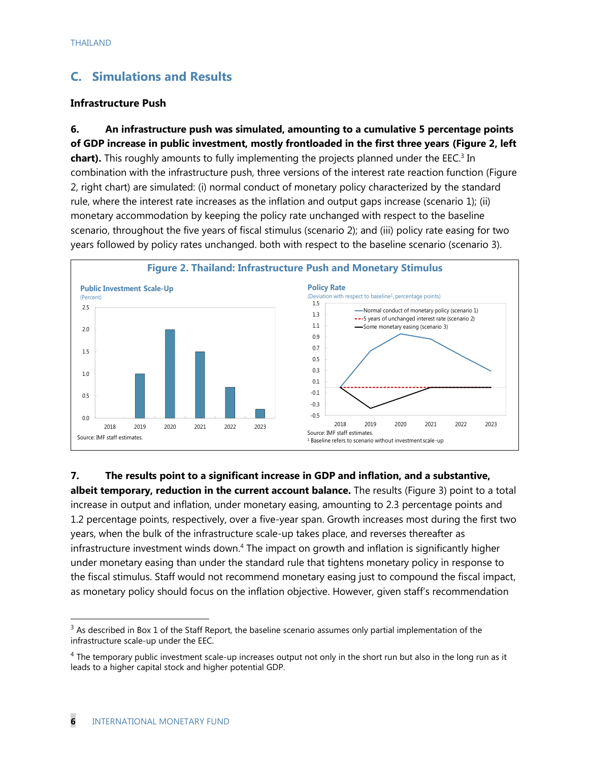## C. Simulations and Results

### Infrastructure Push

**6. An infrastructure push was simulated, amounting to a cumulative 5 percentage points of GDP increase in public investment, mostly frontloaded in the first three years (Figure 2, left chart).** This roughly amounts to fully implementing the projects planned under the EEC.[3] In combination with the infrastructure push, three versions of the interest rate reaction function (Figure 2, right chart) are simulated: (i) normal conduct of monetary policy characterized by the standard rule, where the interest rate increases as the inflation and output gaps increase (scenario 1); (ii) monetary accommodation by keeping the policy rate unchanged with respect to the baseline scenario, throughout the five years of fiscal stimulus (scenario 2); and (iii) policy rate easing for two years followed by policy rates unchanged. both with respect to the baseline scenario (scenario 3).

**Figure 2. Thailand: Infrastructure Push and Monetary Stimulus**

**Public Investment Scale-Up**
(Percent)

| Year | Percent |
|---|---|
| 2018 | 0.0 |
| 2019 | 1.0 |
| 2020 | 2.0 |
| 2021 | 1.5 |
| 2022 | 0.7 |
| 2023 | 0.2 |

Source: IMF staff estimates.

**Policy Rate**
(Deviation with respect to baseline[1], percentage points)

- Normal conduct of monetary policy (scenario 1)
- 5 years of unchanged interest rate (scenario 2)
- Some monetary easing (scenario 3)

Source: IMF staff estimates.
[1] Baseline refers to scenario without investment scale-up

**7. The results point to a significant increase in GDP and inflation, and a substantive, albeit temporary, reduction in the current account balance.** The results (Figure 3) point to a total increase in output and inflation, under monetary easing, amounting to 2.3 percentage points and 1.2 percentage points, respectively, over a five-year span. Growth increases most during the first two years, when the bulk of the infrastructure scale-up takes place, and reverses thereafter as infrastructure investment winds down.[4] The impact on growth and inflation is significantly higher under monetary easing than under the standard rule that tightens monetary policy in response to the fiscal stimulus. Staff would not recommend monetary easing just to compound the fiscal impact, as monetary policy should focus on the inflation objective. However, given staff's recommendation

---

[3] As described in Box 1 of the Staff Report, the baseline scenario assumes only partial implementation of the infrastructure scale-up under the EEC.

[4] The temporary public investment scale-up increases output not only in the short run but also in the long run as it leads to a higher capital stock and higher potential GDP.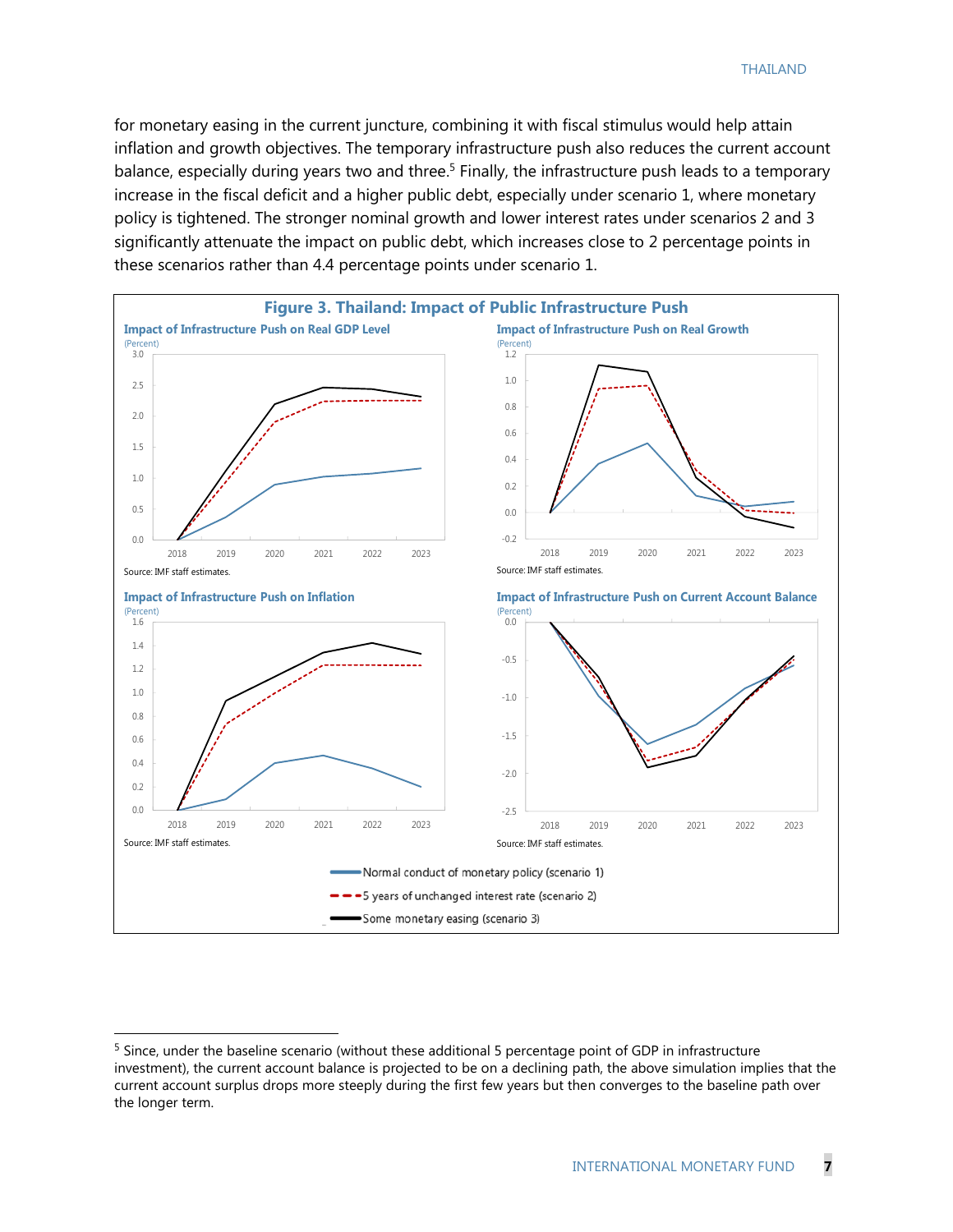for monetary easing in the current juncture, combining it with fiscal stimulus would help attain inflation and growth objectives. The temporary infrastructure push also reduces the current account balance, especially during years two and three.[5] Finally, the infrastructure push leads to a temporary increase in the fiscal deficit and a higher public debt, especially under scenario 1, where monetary policy is tightened. The stronger nominal growth and lower interest rates under scenarios 2 and 3 significantly attenuate the impact on public debt, which increases close to 2 percentage points in these scenarios rather than 4.4 percentage points under scenario 1.

## Figure 3. Thailand: Impact of Public Infrastructure Push

**Impact of Infrastructure Push on Real GDP Level**
(Percent)

Source: IMF staff estimates.

**Impact of Infrastructure Push on Real Growth**
(Percent)

Source: IMF staff estimates.

**Impact of Infrastructure Push on Inflation**
(Percent)

Source: IMF staff estimates.

**Impact of Infrastructure Push on Current Account Balance**
(Percent)

Source: IMF staff estimates.

Normal conduct of monetary policy (scenario 1)
5 years of unchanged interest rate (scenario 2)
Some monetary easing (scenario 3)

---

[5] Since, under the baseline scenario (without these additional 5 percentage point of GDP in infrastructure investment), the current account balance is projected to be on a declining path, the above simulation implies that the current account surplus drops more steeply during the first few years but then converges to the baseline path over the longer term.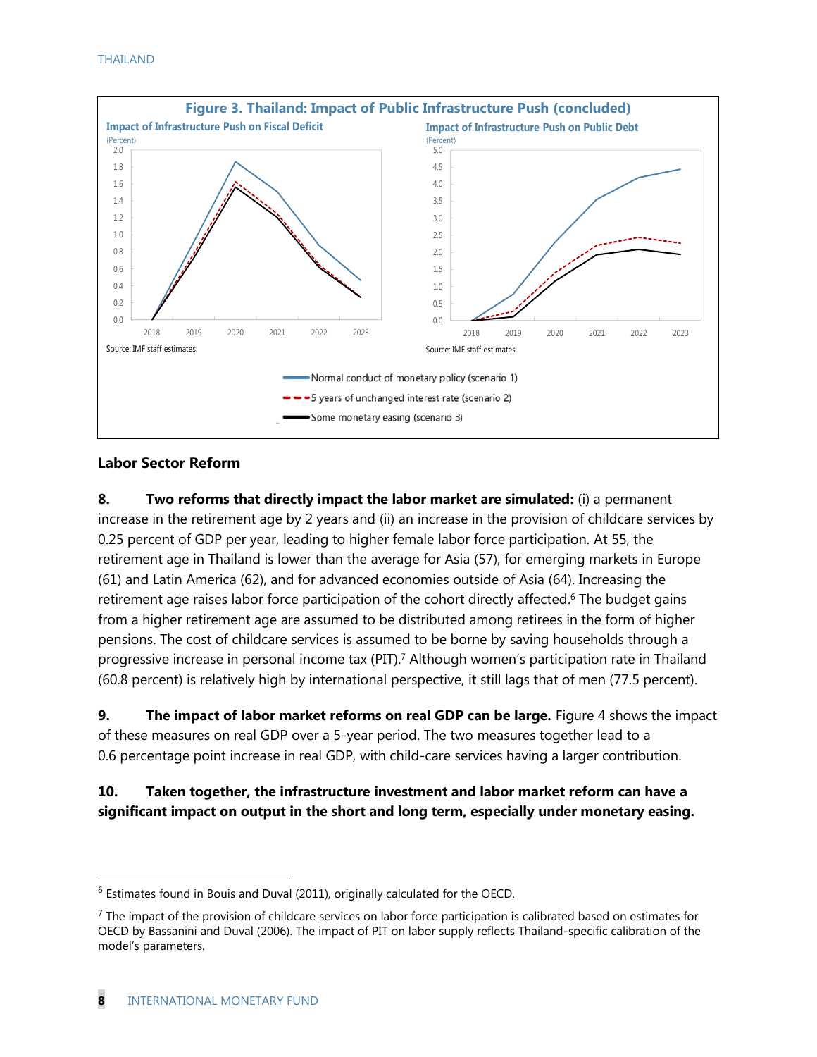**Figure 3. Thailand: Impact of Public Infrastructure Push (concluded)**

Impact of Infrastructure Push on Fiscal Deficit
(Percent)

Source: IMF staff estimates.

Impact of Infrastructure Push on Public Debt
(Percent)

Source: IMF staff estimates.

Normal conduct of monetary policy (scenario 1)
5 years of unchanged interest rate (scenario 2)
Some monetary easing (scenario 3)

## Labor Sector Reform

**8. Two reforms that directly impact the labor market are simulated:** (i) a permanent increase in the retirement age by 2 years and (ii) an increase in the provision of childcare services by 0.25 percent of GDP per year, leading to higher female labor force participation. At 55, the retirement age in Thailand is lower than the average for Asia (57), for emerging markets in Europe (61) and Latin America (62), and for advanced economies outside of Asia (64). Increasing the retirement age raises labor force participation of the cohort directly affected.[6] The budget gains from a higher retirement age are assumed to be distributed among retirees in the form of higher pensions. The cost of childcare services is assumed to be borne by saving households through a progressive increase in personal income tax (PIT).[7] Although women's participation rate in Thailand (60.8 percent) is relatively high by international perspective, it still lags that of men (77.5 percent).

**9. The impact of labor market reforms on real GDP can be large.** Figure 4 shows the impact of these measures on real GDP over a 5-year period. The two measures together lead to a 0.6 percentage point increase in real GDP, with child-care services having a larger contribution.

**10. Taken together, the infrastructure investment and labor market reform can have a significant impact on output in the short and long term, especially under monetary easing.**

[6] Estimates found in Bouis and Duval (2011), originally calculated for the OECD.

[7] The impact of the provision of childcare services on labor force participation is calibrated based on estimates for OECD by Bassanini and Duval (2006). The impact of PIT on labor supply reflects Thailand-specific calibration of the model's parameters.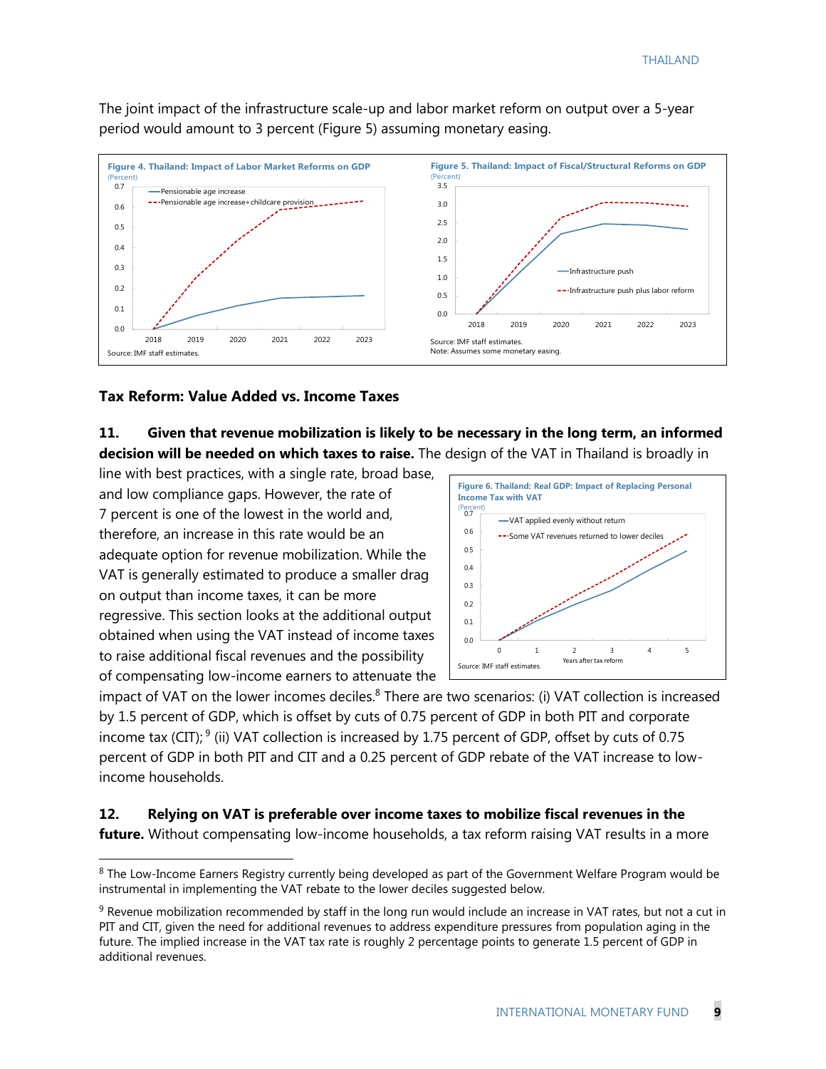The joint impact of the infrastructure scale-up and labor market reform on output over a 5-year period would amount to 3 percent (Figure 5) assuming monetary easing.

**Figure 4. Thailand: Impact of Labor Market Reforms on GDP**
(Percent)

Source: IMF staff estimates.

**Figure 5. Thailand: Impact of Fiscal/Structural Reforms on GDP**
(Percent)

Source: IMF staff estimates.
Note: Assumes some monetary easing.

### Tax Reform: Value Added vs. Income Taxes

**11. Given that revenue mobilization is likely to be necessary in the long term, an informed decision will be needed on which taxes to raise.** The design of the VAT in Thailand is broadly in line with best practices, with a single rate, broad base, and low compliance gaps. However, the rate of 7 percent is one of the lowest in the world and, therefore, an increase in this rate would be an adequate option for revenue mobilization. While the VAT is generally estimated to produce a smaller drag on output than income taxes, it can be more regressive. This section looks at the additional output obtained when using the VAT instead of income taxes to raise additional fiscal revenues and the possibility of compensating low-income earners to attenuate the impact of VAT on the lower incomes deciles.[8] There are two scenarios: (i) VAT collection is increased by 1.5 percent of GDP, which is offset by cuts of 0.75 percent of GDP in both PIT and corporate income tax (CIT);[9] (ii) VAT collection is increased by 1.75 percent of GDP, offset by cuts of 0.75 percent of GDP in both PIT and CIT and a 0.25 percent of GDP rebate of the VAT increase to low-income households.

**Figure 6. Thailand: Real GDP: Impact of Replacing Personal Income Tax with VAT**
(Percent)

Source: IMF staff estimates.

**12. Relying on VAT is preferable over income taxes to mobilize fiscal revenues in the future.** Without compensating low-income households, a tax reform raising VAT results in a more

[8] The Low-Income Earners Registry currently being developed as part of the Government Welfare Program would be instrumental in implementing the VAT rebate to the lower deciles suggested below.

[9] Revenue mobilization recommended by staff in the long run would include an increase in VAT rates, but not a cut in PIT and CIT, given the need for additional revenues to address expenditure pressures from population aging in the future. The implied increase in the VAT tax rate is roughly 2 percentage points to generate 1.5 percent of GDP in additional revenues.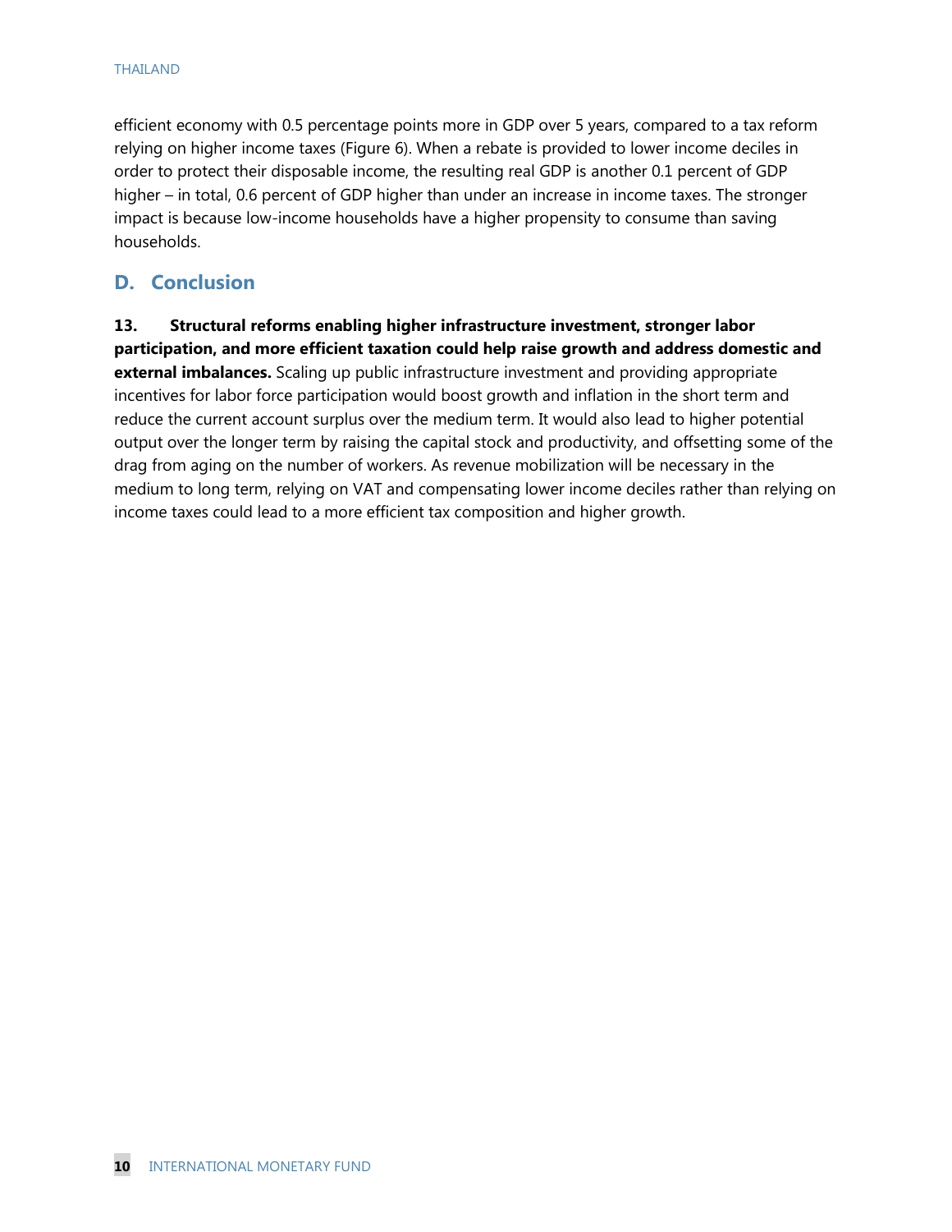efficient economy with 0.5 percentage points more in GDP over 5 years, compared to a tax reform relying on higher income taxes (Figure 6). When a rebate is provided to lower income deciles in order to protect their disposable income, the resulting real GDP is another 0.1 percent of GDP higher – in total, 0.6 percent of GDP higher than under an increase in income taxes. The stronger impact is because low-income households have a higher propensity to consume than saving households.

## D. Conclusion

**13. Structural reforms enabling higher infrastructure investment, stronger labor participation, and more efficient taxation could help raise growth and address domestic and external imbalances.** Scaling up public infrastructure investment and providing appropriate incentives for labor force participation would boost growth and inflation in the short term and reduce the current account surplus over the medium term. It would also lead to higher potential output over the longer term by raising the capital stock and productivity, and offsetting some of the drag from aging on the number of workers. As revenue mobilization will be necessary in the medium to long term, relying on VAT and compensating lower income deciles rather than relying on income taxes could lead to a more efficient tax composition and higher growth.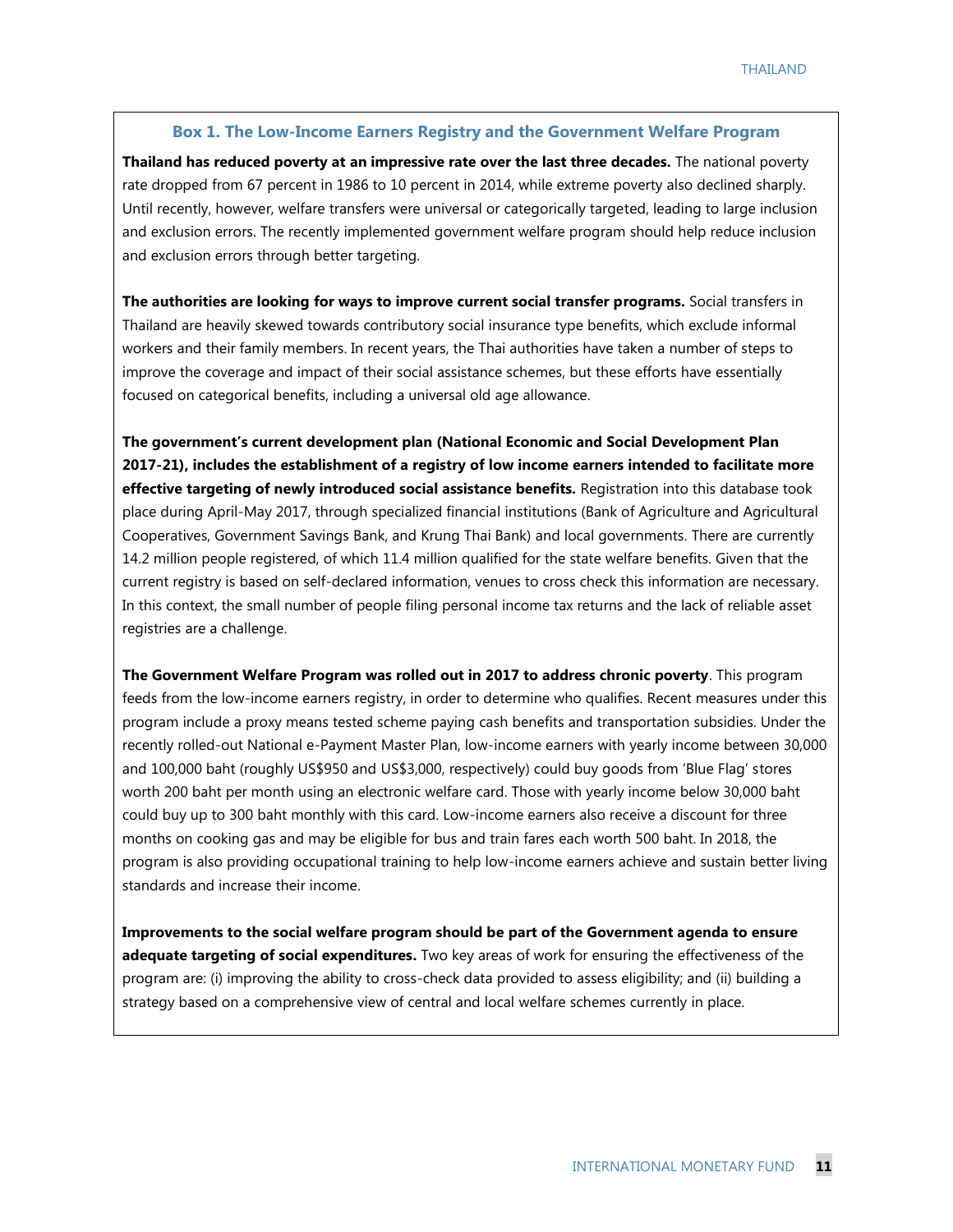### Box 1. The Low-Income Earners Registry and the Government Welfare Program

**Thailand has reduced poverty at an impressive rate over the last three decades.** The national poverty rate dropped from 67 percent in 1986 to 10 percent in 2014, while extreme poverty also declined sharply. Until recently, however, welfare transfers were universal or categorically targeted, leading to large inclusion and exclusion errors. The recently implemented government welfare program should help reduce inclusion and exclusion errors through better targeting.

**The authorities are looking for ways to improve current social transfer programs.** Social transfers in Thailand are heavily skewed towards contributory social insurance type benefits, which exclude informal workers and their family members. In recent years, the Thai authorities have taken a number of steps to improve the coverage and impact of their social assistance schemes, but these efforts have essentially focused on categorical benefits, including a universal old age allowance.

**The government's current development plan (National Economic and Social Development Plan 2017-21), includes the establishment of a registry of low income earners intended to facilitate more effective targeting of newly introduced social assistance benefits.** Registration into this database took place during April-May 2017, through specialized financial institutions (Bank of Agriculture and Agricultural Cooperatives, Government Savings Bank, and Krung Thai Bank) and local governments. There are currently 14.2 million people registered, of which 11.4 million qualified for the state welfare benefits. Given that the current registry is based on self-declared information, venues to cross check this information are necessary. In this context, the small number of people filing personal income tax returns and the lack of reliable asset registries are a challenge.

**The Government Welfare Program was rolled out in 2017 to address chronic poverty**. This program feeds from the low-income earners registry, in order to determine who qualifies. Recent measures under this program include a proxy means tested scheme paying cash benefits and transportation subsidies. Under the recently rolled-out National e-Payment Master Plan, low-income earners with yearly income between 30,000 and 100,000 baht (roughly US$950 and US$3,000, respectively) could buy goods from 'Blue Flag' stores worth 200 baht per month using an electronic welfare card. Those with yearly income below 30,000 baht could buy up to 300 baht monthly with this card. Low-income earners also receive a discount for three months on cooking gas and may be eligible for bus and train fares each worth 500 baht. In 2018, the program is also providing occupational training to help low-income earners achieve and sustain better living standards and increase their income.

**Improvements to the social welfare program should be part of the Government agenda to ensure adequate targeting of social expenditures.** Two key areas of work for ensuring the effectiveness of the program are: (i) improving the ability to cross-check data provided to assess eligibility; and (ii) building a strategy based on a comprehensive view of central and local welfare schemes currently in place.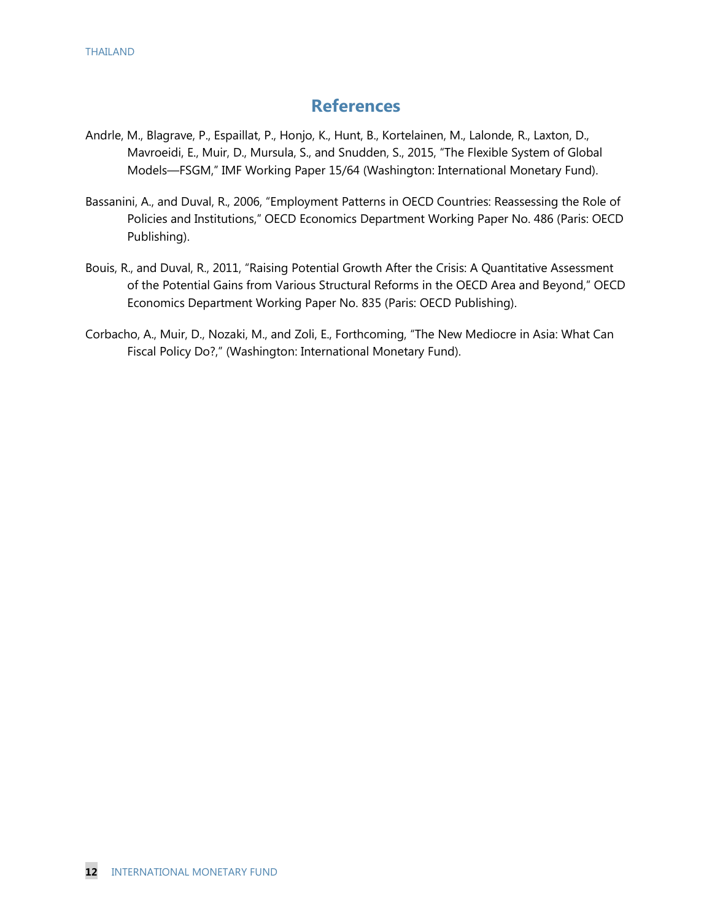## References

Andrle, M., Blagrave, P., Espaillat, P., Honjo, K., Hunt, B., Kortelainen, M., Lalonde, R., Laxton, D., Mavroeidi, E., Muir, D., Mursula, S., and Snudden, S., 2015, "The Flexible System of Global Models—FSGM," IMF Working Paper 15/64 (Washington: International Monetary Fund).

Bassanini, A., and Duval, R., 2006, "Employment Patterns in OECD Countries: Reassessing the Role of Policies and Institutions," OECD Economics Department Working Paper No. 486 (Paris: OECD Publishing).

Bouis, R., and Duval, R., 2011, "Raising Potential Growth After the Crisis: A Quantitative Assessment of the Potential Gains from Various Structural Reforms in the OECD Area and Beyond," OECD Economics Department Working Paper No. 835 (Paris: OECD Publishing).

Corbacho, A., Muir, D., Nozaki, M., and Zoli, E., Forthcoming, "The New Mediocre in Asia: What Can Fiscal Policy Do?," (Washington: International Monetary Fund).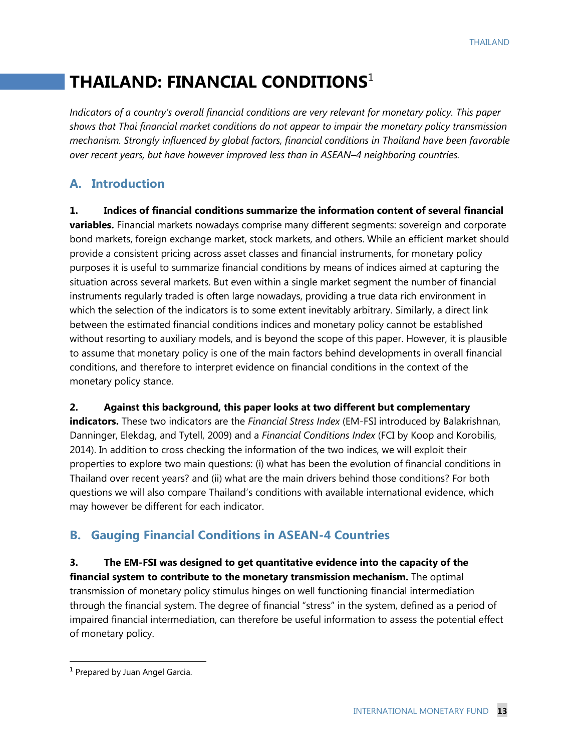# THAILAND: FINANCIAL CONDITIONS[1]

*Indicators of a country's overall financial conditions are very relevant for monetary policy. This paper shows that Thai financial market conditions do not appear to impair the monetary policy transmission mechanism. Strongly influenced by global factors, financial conditions in Thailand have been favorable over recent years, but have however improved less than in ASEAN–4 neighboring countries.*

## A. Introduction

**1. Indices of financial conditions summarize the information content of several financial variables.** Financial markets nowadays comprise many different segments: sovereign and corporate bond markets, foreign exchange market, stock markets, and others. While an efficient market should provide a consistent pricing across asset classes and financial instruments, for monetary policy purposes it is useful to summarize financial conditions by means of indices aimed at capturing the situation across several markets. But even within a single market segment the number of financial instruments regularly traded is often large nowadays, providing a true data rich environment in which the selection of the indicators is to some extent inevitably arbitrary. Similarly, a direct link between the estimated financial conditions indices and monetary policy cannot be established without resorting to auxiliary models, and is beyond the scope of this paper. However, it is plausible to assume that monetary policy is one of the main factors behind developments in overall financial conditions, and therefore to interpret evidence on financial conditions in the context of the monetary policy stance.

**2. Against this background, this paper looks at two different but complementary indicators.** These two indicators are the *Financial Stress Index* (EM-FSI introduced by Balakrishnan, Danninger, Elekdag, and Tytell, 2009) and a *Financial Conditions Index* (FCI by Koop and Korobilis, 2014). In addition to cross checking the information of the two indices, we will exploit their properties to explore two main questions: (i) what has been the evolution of financial conditions in Thailand over recent years? and (ii) what are the main drivers behind those conditions? For both questions we will also compare Thailand's conditions with available international evidence, which may however be different for each indicator.

## B. Gauging Financial Conditions in ASEAN-4 Countries

**3. The EM-FSI was designed to get quantitative evidence into the capacity of the financial system to contribute to the monetary transmission mechanism.** The optimal transmission of monetary policy stimulus hinges on well functioning financial intermediation through the financial system. The degree of financial "stress" in the system, defined as a period of impaired financial intermediation, can therefore be useful information to assess the potential effect of monetary policy.

[1] Prepared by Juan Angel Garcia.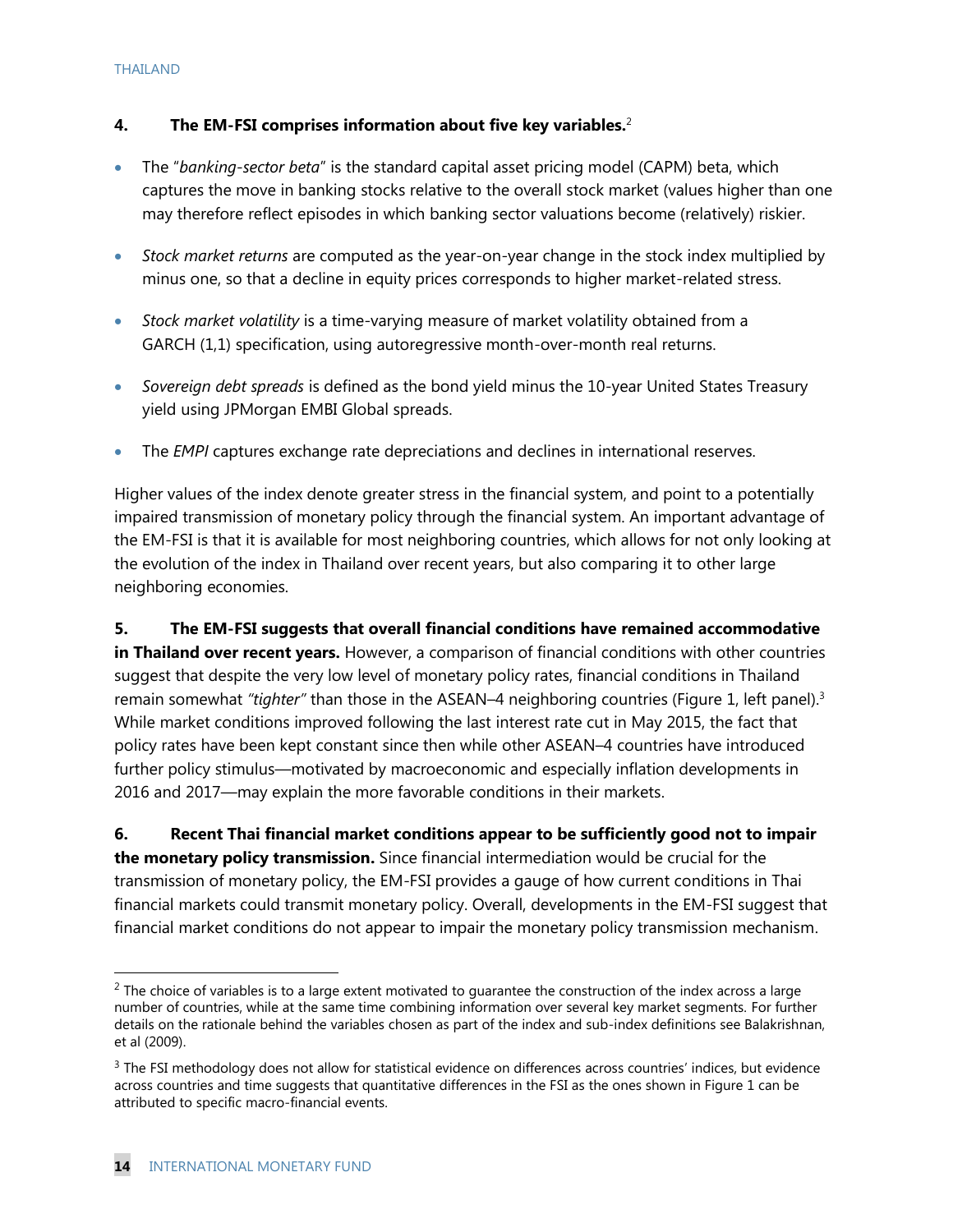**4. The EM-FSI comprises information about five key variables.**[2]

- The "*banking-sector beta*" is the standard capital asset pricing model (CAPM) beta, which captures the move in banking stocks relative to the overall stock market (values higher than one may therefore reflect episodes in which banking sector valuations become (relatively) riskier.
- *Stock market returns* are computed as the year-on-year change in the stock index multiplied by minus one, so that a decline in equity prices corresponds to higher market-related stress.
- *Stock market volatility* is a time-varying measure of market volatility obtained from a GARCH (1,1) specification, using autoregressive month-over-month real returns.
- *Sovereign debt spreads* is defined as the bond yield minus the 10-year United States Treasury yield using JPMorgan EMBI Global spreads.
- The *EMPI* captures exchange rate depreciations and declines in international reserves.

Higher values of the index denote greater stress in the financial system, and point to a potentially impaired transmission of monetary policy through the financial system. An important advantage of the EM-FSI is that it is available for most neighboring countries, which allows for not only looking at the evolution of the index in Thailand over recent years, but also comparing it to other large neighboring economies.

**5. The EM-FSI suggests that overall financial conditions have remained accommodative in Thailand over recent years.** However, a comparison of financial conditions with other countries suggest that despite the very low level of monetary policy rates, financial conditions in Thailand remain somewhat *"tighter"* than those in the ASEAN–4 neighboring countries (Figure 1, left panel).[3] While market conditions improved following the last interest rate cut in May 2015, the fact that policy rates have been kept constant since then while other ASEAN–4 countries have introduced further policy stimulus—motivated by macroeconomic and especially inflation developments in 2016 and 2017—may explain the more favorable conditions in their markets.

**6. Recent Thai financial market conditions appear to be sufficiently good not to impair the monetary policy transmission.** Since financial intermediation would be crucial for the transmission of monetary policy, the EM-FSI provides a gauge of how current conditions in Thai financial markets could transmit monetary policy. Overall, developments in the EM-FSI suggest that financial market conditions do not appear to impair the monetary policy transmission mechanism.

---

[2] The choice of variables is to a large extent motivated to guarantee the construction of the index across a large number of countries, while at the same time combining information over several key market segments. For further details on the rationale behind the variables chosen as part of the index and sub-index definitions see Balakrishnan, et al (2009).

[3] The FSI methodology does not allow for statistical evidence on differences across countries' indices, but evidence across countries and time suggests that quantitative differences in the FSI as the ones shown in Figure 1 can be attributed to specific macro-financial events.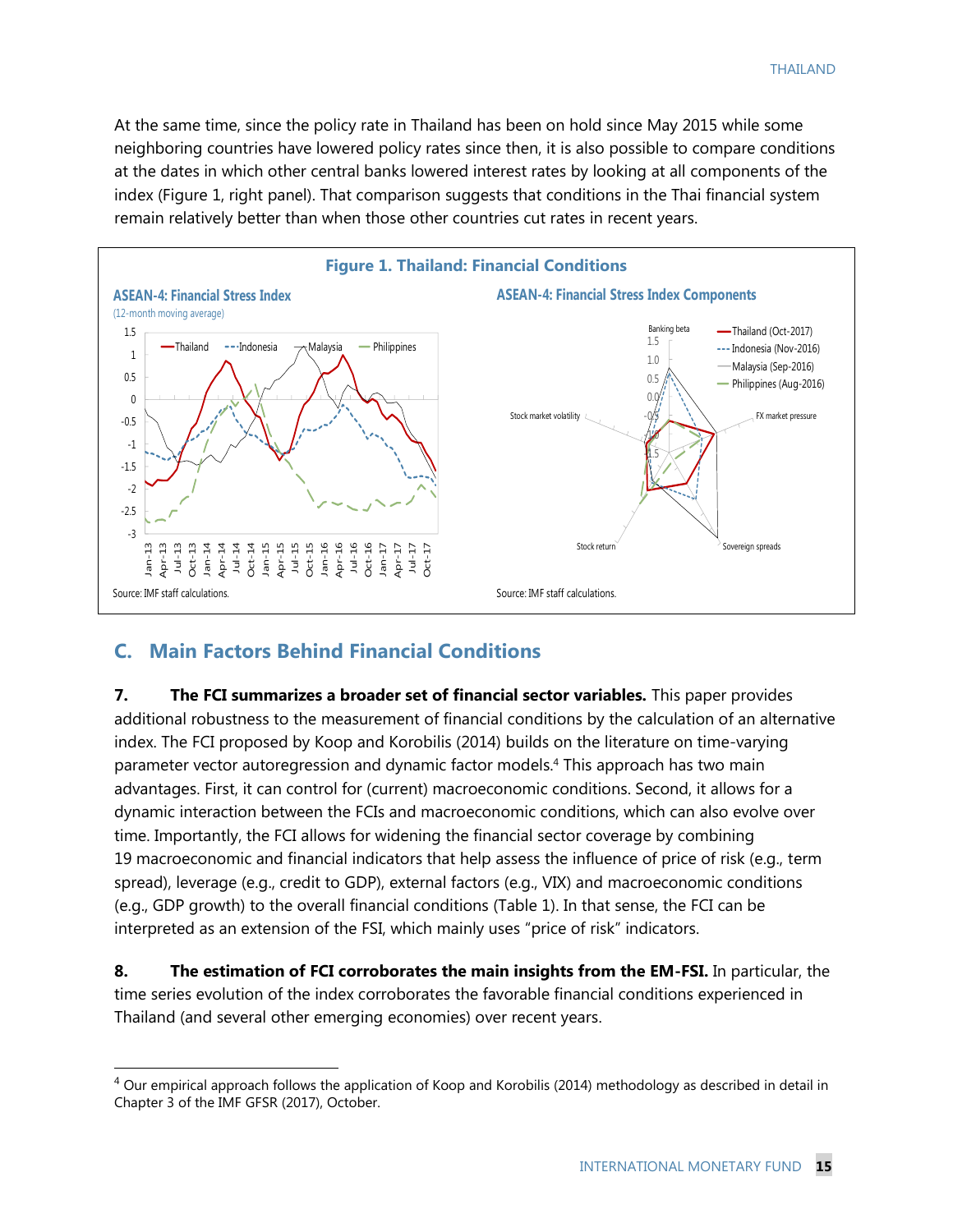At the same time, since the policy rate in Thailand has been on hold since May 2015 while some neighboring countries have lowered policy rates since then, it is also possible to compare conditions at the dates in which other central banks lowered interest rates by looking at all components of the index (Figure 1, right panel). That comparison suggests that conditions in the Thai financial system remain relatively better than when those other countries cut rates in recent years.

**Figure 1. Thailand: Financial Conditions**

**ASEAN-4: Financial Stress Index**
(12-month moving average)

Source: IMF staff calculations.

**ASEAN-4: Financial Stress Index Components**

Source: IMF staff calculations.

## C. Main Factors Behind Financial Conditions

**7. The FCI summarizes a broader set of financial sector variables.** This paper provides additional robustness to the measurement of financial conditions by the calculation of an alternative index. The FCI proposed by Koop and Korobilis (2014) builds on the literature on time-varying parameter vector autoregression and dynamic factor models.[4] This approach has two main advantages. First, it can control for (current) macroeconomic conditions. Second, it allows for a dynamic interaction between the FCIs and macroeconomic conditions, which can also evolve over time. Importantly, the FCI allows for widening the financial sector coverage by combining 19 macroeconomic and financial indicators that help assess the influence of price of risk (e.g., term spread), leverage (e.g., credit to GDP), external factors (e.g., VIX) and macroeconomic conditions (e.g., GDP growth) to the overall financial conditions (Table 1). In that sense, the FCI can be interpreted as an extension of the FSI, which mainly uses "price of risk" indicators.

**8. The estimation of FCI corroborates the main insights from the EM-FSI.** In particular, the time series evolution of the index corroborates the favorable financial conditions experienced in Thailand (and several other emerging economies) over recent years.

---

[4] Our empirical approach follows the application of Koop and Korobilis (2014) methodology as described in detail in Chapter 3 of the IMF GFSR (2017), October.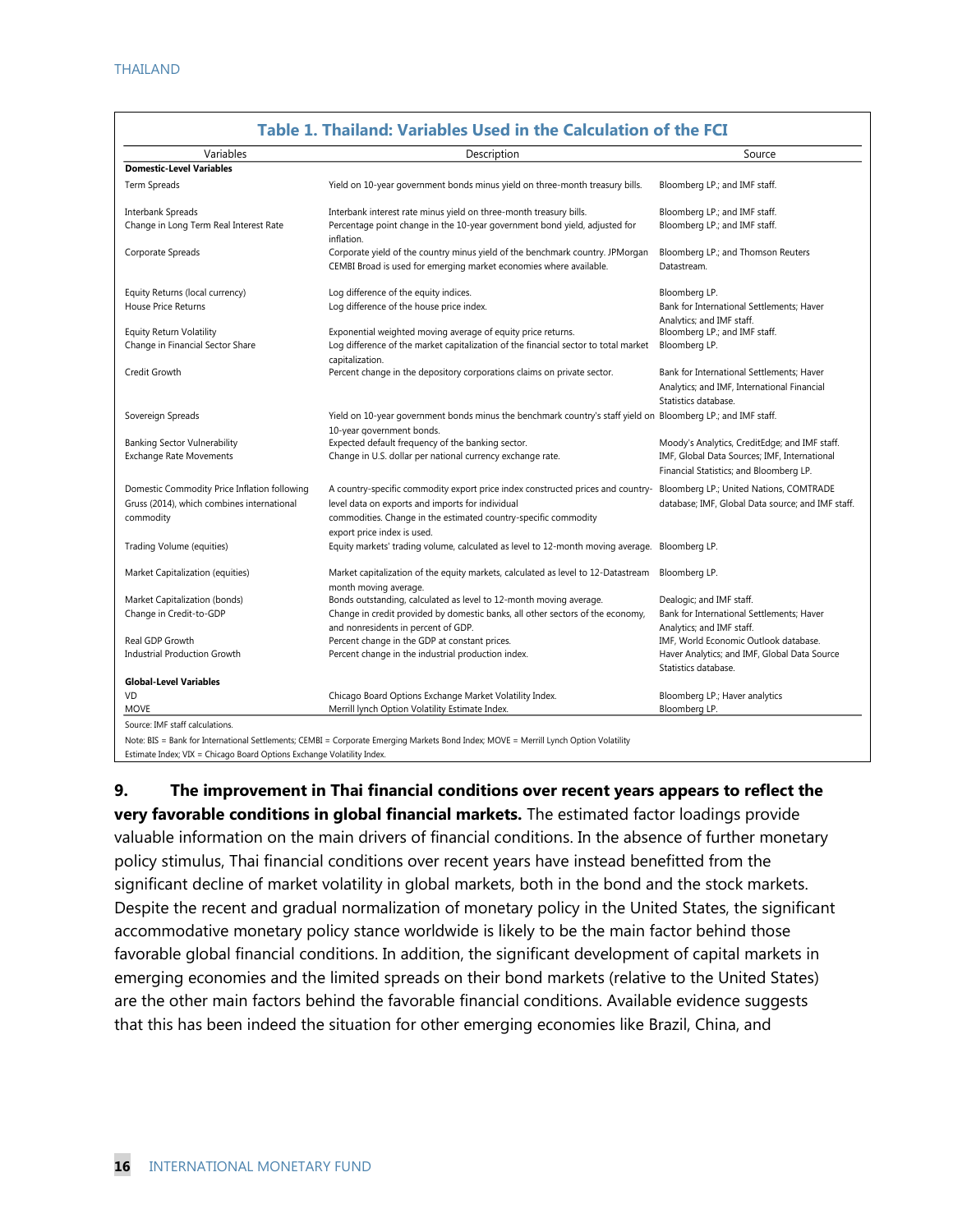**Table 1. Thailand: Variables Used in the Calculation of the FCI**

| Variables | Description | Source |
|---|---|---|
| **Domestic-Level Variables** | | |
| Term Spreads | Yield on 10-year government bonds minus yield on three-month treasury bills. | Bloomberg LP.; and IMF staff. |
| Interbank Spreads | Interbank interest rate minus yield on three-month treasury bills. | Bloomberg LP.; and IMF staff. |
| Change in Long Term Real Interest Rate | Percentage point change in the 10-year government bond yield, adjusted for inflation. | Bloomberg LP.; and IMF staff. |
| Corporate Spreads | Corporate yield of the country minus yield of the benchmark country. JPMorgan CEMBI Broad is used for emerging market economies where available. | Bloomberg LP.; and Thomson Reuters Datastream. |
| Equity Returns (local currency) | Log difference of the equity indices. | Bloomberg LP. |
| House Price Returns | Log difference of the house price index. | Bank for International Settlements; Haver Analytics; and IMF staff. |
| Equity Return Volatility | Exponential weighted moving average of equity price returns. | Bloomberg LP.; and IMF staff. |
| Change in Financial Sector Share | Log difference of the market capitalization of the financial sector to total market capitalization. | Bloomberg LP. |
| Credit Growth | Percent change in the depository corporations claims on private sector. | Bank for International Settlements; Haver Analytics; and IMF, International Financial Statistics database. |
| Sovereign Spreads | Yield on 10-year government bonds minus the benchmark country's staff yield on 10-year government bonds. | Bloomberg LP.; and IMF staff. |
| Banking Sector Vulnerability | Expected default frequency of the banking sector. | Moody's Analytics, CreditEdge; and IMF staff. |
| Exchange Rate Movements | Change in U.S. dollar per national currency exchange rate. | IMF, Global Data Sources; IMF, International Financial Statistics; and Bloomberg LP. |
| Domestic Commodity Price Inflation following Gruss (2014), which combines international commodity | A country-specific commodity export price index constructed prices and country-level data on exports and imports for individual commodities. Change in the estimated country-specific commodity export price index is used. | Bloomberg LP.; United Nations, COMTRADE database; IMF, Global Data source; and IMF staff. |
| Trading Volume (equities) | Equity markets' trading volume, calculated as level to 12-month moving average. | Bloomberg LP. |
| Market Capitalization (equities) | Market capitalization of the equity markets, calculated as level to 12-Datastream month moving average. | Bloomberg LP. |
| Market Capitalization (bonds) | Bonds outstanding, calculated as level to 12-month moving average. | Dealogic; and IMF staff. |
| Change in Credit-to-GDP | Change in credit provided by domestic banks, all other sectors of the economy, and nonresidents in percent of GDP. | Bank for International Settlements; Haver Analytics; and IMF staff. |
| Real GDP Growth | Percent change in the GDP at constant prices. | IMF, World Economic Outlook database. |
| Industrial Production Growth | Percent change in the industrial production index. | Haver Analytics; and IMF, Global Data Source Statistics database. |
| **Global-Level Variables** | | |
| VD | Chicago Board Options Exchange Market Volatility Index. | Bloomberg LP.; Haver analytics |
| MOVE | Merrill lynch Option Volatility Estimate Index. | Bloomberg LP. |

Source: IMF staff calculations.

Note: BIS = Bank for International Settlements; CEMBI = Corporate Emerging Markets Bond Index; MOVE = Merrill Lynch Option Volatility Estimate Index; VIX = Chicago Board Options Exchange Volatility Index.

9. **The improvement in Thai financial conditions over recent years appears to reflect the very favorable conditions in global financial markets.** The estimated factor loadings provide valuable information on the main drivers of financial conditions. In the absence of further monetary policy stimulus, Thai financial conditions over recent years have instead benefitted from the significant decline of market volatility in global markets, both in the bond and the stock markets. Despite the recent and gradual normalization of monetary policy in the United States, the significant accommodative monetary policy stance worldwide is likely to be the main factor behind those favorable global financial conditions. In addition, the significant development of capital markets in emerging economies and the limited spreads on their bond markets (relative to the United States) are the other main factors behind the favorable financial conditions. Available evidence suggests that this has been indeed the situation for other emerging economies like Brazil, China, and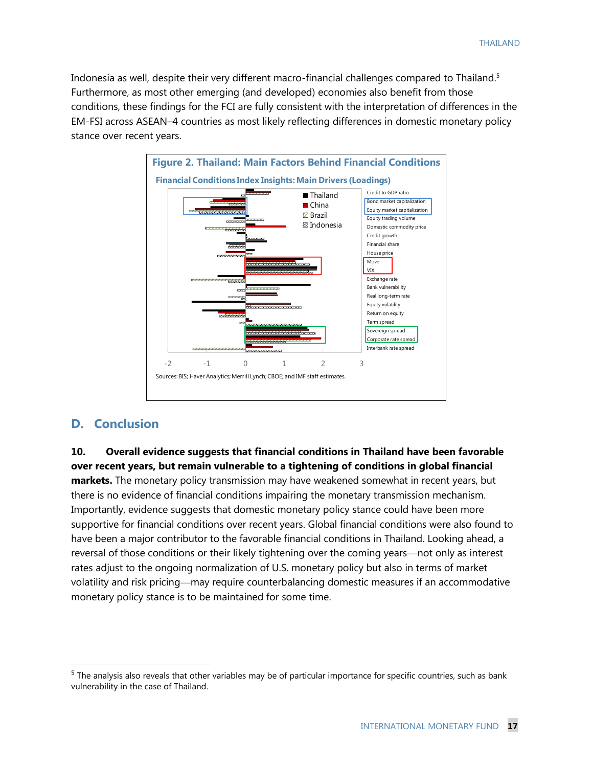Indonesia as well, despite their very different macro-financial challenges compared to Thailand.[5] Furthermore, as most other emerging (and developed) economies also benefit from those conditions, these findings for the FCI are fully consistent with the interpretation of differences in the EM-FSI across ASEAN–4 countries as most likely reflecting differences in domestic monetary policy stance over recent years.

**Figure 2. Thailand: Main Factors Behind Financial Conditions**

**Financial Conditions Index Insights: Main Drivers (Loadings)**

Legend: Thailand, China, Brazil, Indonesia

Variables: Credit to GDP ratio; Bond market capitalization; Equity market capitalization; Equity trading volume; Domestic commodity price; Credit growth; Financial share; House price; Move; VIX; Exchange rate; Bank vulnerability; Real long-term rate; Equity volatility; Return on equity; Term spread; Sovereign spread; Corporate rate spread; Interbank rate spread

Axis: -2, -1, 0, 1, 2, 3

Sources: BIS; Haver Analytics; Merrill Lynch; CBOE; and IMF staff estimates.

## D. Conclusion

**10. Overall evidence suggests that financial conditions in Thailand have been favorable over recent years, but remain vulnerable to a tightening of conditions in global financial markets.** The monetary policy transmission may have weakened somewhat in recent years, but there is no evidence of financial conditions impairing the monetary transmission mechanism. Importantly, evidence suggests that domestic monetary policy stance could have been more supportive for financial conditions over recent years. Global financial conditions were also found to have been a major contributor to the favorable financial conditions in Thailand. Looking ahead, a reversal of those conditions or their likely tightening over the coming years—not only as interest rates adjust to the ongoing normalization of U.S. monetary policy but also in terms of market volatility and risk pricing—may require counterbalancing domestic measures if an accommodative monetary policy stance is to be maintained for some time.

[5] The analysis also reveals that other variables may be of particular importance for specific countries, such as bank vulnerability in the case of Thailand.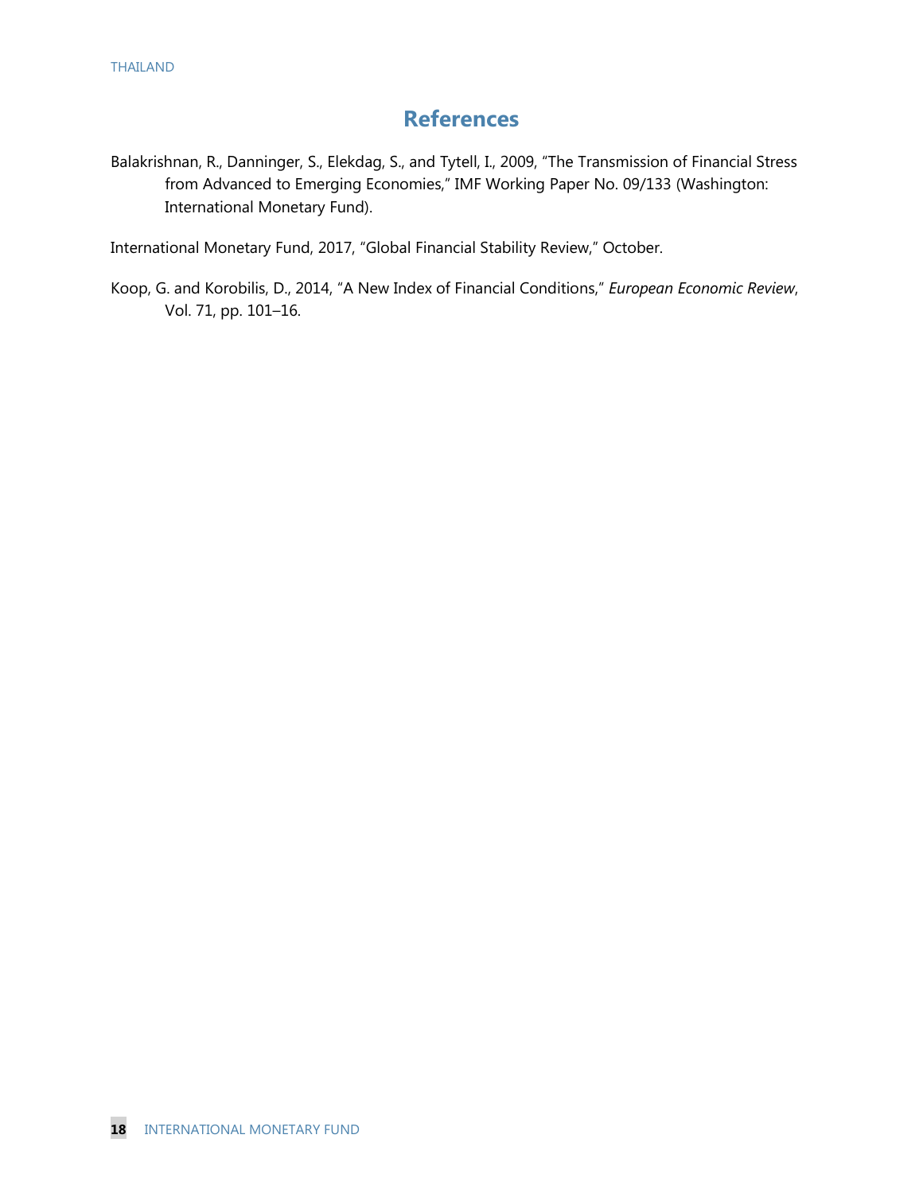## References

Balakrishnan, R., Danninger, S., Elekdag, S., and Tytell, I., 2009, "The Transmission of Financial Stress from Advanced to Emerging Economies," IMF Working Paper No. 09/133 (Washington: International Monetary Fund).

International Monetary Fund, 2017, "Global Financial Stability Review," October.

Koop, G. and Korobilis, D., 2014, "A New Index of Financial Conditions," *European Economic Review*, Vol. 71, pp. 101–16.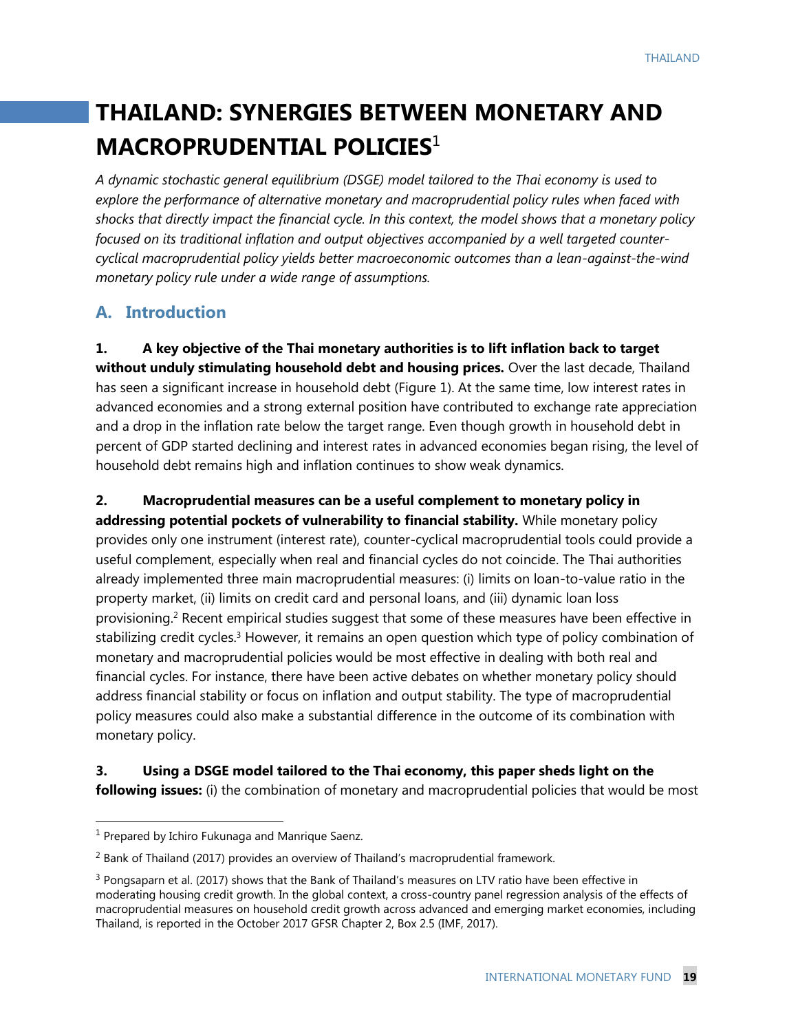# THAILAND: SYNERGIES BETWEEN MONETARY AND MACROPRUDENTIAL POLICIES[1]

*A dynamic stochastic general equilibrium (DSGE) model tailored to the Thai economy is used to explore the performance of alternative monetary and macroprudential policy rules when faced with shocks that directly impact the financial cycle. In this context, the model shows that a monetary policy focused on its traditional inflation and output objectives accompanied by a well targeted counter-cyclical macroprudential policy yields better macroeconomic outcomes than a lean-against-the-wind monetary policy rule under a wide range of assumptions.*

## A. Introduction

**1. A key objective of the Thai monetary authorities is to lift inflation back to target without unduly stimulating household debt and housing prices.** Over the last decade, Thailand has seen a significant increase in household debt (Figure 1). At the same time, low interest rates in advanced economies and a strong external position have contributed to exchange rate appreciation and a drop in the inflation rate below the target range. Even though growth in household debt in percent of GDP started declining and interest rates in advanced economies began rising, the level of household debt remains high and inflation continues to show weak dynamics.

**2. Macroprudential measures can be a useful complement to monetary policy in addressing potential pockets of vulnerability to financial stability.** While monetary policy provides only one instrument (interest rate), counter-cyclical macroprudential tools could provide a useful complement, especially when real and financial cycles do not coincide. The Thai authorities already implemented three main macroprudential measures: (i) limits on loan-to-value ratio in the property market, (ii) limits on credit card and personal loans, and (iii) dynamic loan loss provisioning.[2] Recent empirical studies suggest that some of these measures have been effective in stabilizing credit cycles.[3] However, it remains an open question which type of policy combination of monetary and macroprudential policies would be most effective in dealing with both real and financial cycles. For instance, there have been active debates on whether monetary policy should address financial stability or focus on inflation and output stability. The type of macroprudential policy measures could also make a substantial difference in the outcome of its combination with monetary policy.

**3. Using a DSGE model tailored to the Thai economy, this paper sheds light on the following issues:** (i) the combination of monetary and macroprudential policies that would be most

---

[1] Prepared by Ichiro Fukunaga and Manrique Saenz.

[2] Bank of Thailand (2017) provides an overview of Thailand's macroprudential framework.

[3] Pongsaparn et al. (2017) shows that the Bank of Thailand's measures on LTV ratio have been effective in moderating housing credit growth. In the global context, a cross-country panel regression analysis of the effects of macroprudential measures on household credit growth across advanced and emerging market economies, including Thailand, is reported in the October 2017 GFSR Chapter 2, Box 2.5 (IMF, 2017).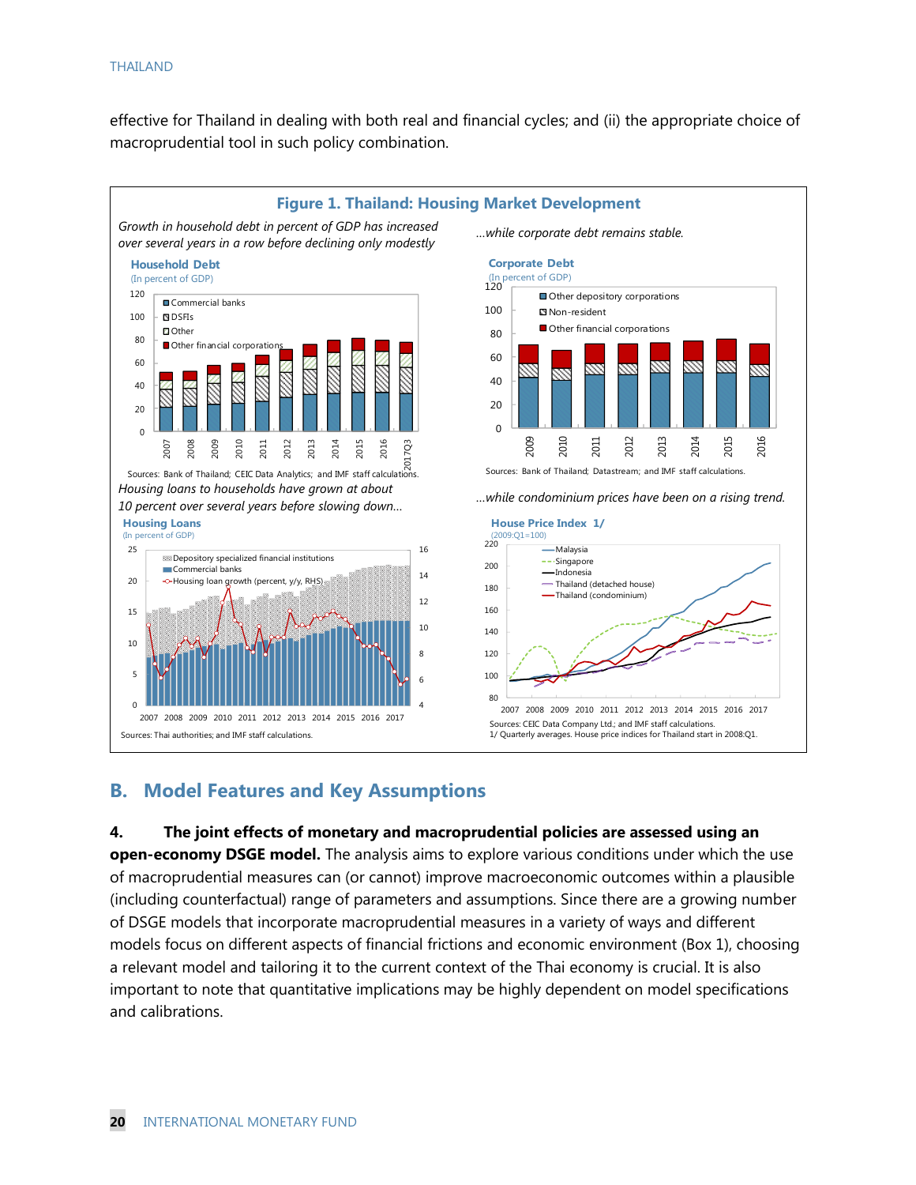effective for Thailand in dealing with both real and financial cycles; and (ii) the appropriate choice of macroprudential tool in such policy combination.

**Figure 1. Thailand: Housing Market Development**

*Growth in household debt in percent of GDP has increased over several years in a row before declining only modestly*

**Household Debt**
(In percent of GDP)

Sources: Bank of Thailand; CEIC Data Analytics; and IMF staff calculations.

*...while corporate debt remains stable.*

**Corporate Debt**
(In percent of GDP)

Sources: Bank of Thailand; Datastream; and IMF staff calculations.

*Housing loans to households have grown at about 10 percent over several years before slowing down...*

**Housing Loans**
(In percent of GDP)

Sources: Thai authorities; and IMF staff calculations.

*...while condominium prices have been on a rising trend.*

**House Price Index 1/**
(2009:Q1=100)

Sources: CEIC Data Company Ltd.; and IMF staff calculations.
1/ Quarterly averages. House price indices for Thailand start in 2008:Q1.

## B. Model Features and Key Assumptions

**4. The joint effects of monetary and macroprudential policies are assessed using an open-economy DSGE model.** The analysis aims to explore various conditions under which the use of macroprudential measures can (or cannot) improve macroeconomic outcomes within a plausible (including counterfactual) range of parameters and assumptions. Since there are a growing number of DSGE models that incorporate macroprudential measures in a variety of ways and different models focus on different aspects of financial frictions and economic environment (Box 1), choosing a relevant model and tailoring it to the current context of the Thai economy is crucial. It is also important to note that quantitative implications may be highly dependent on model specifications and calibrations.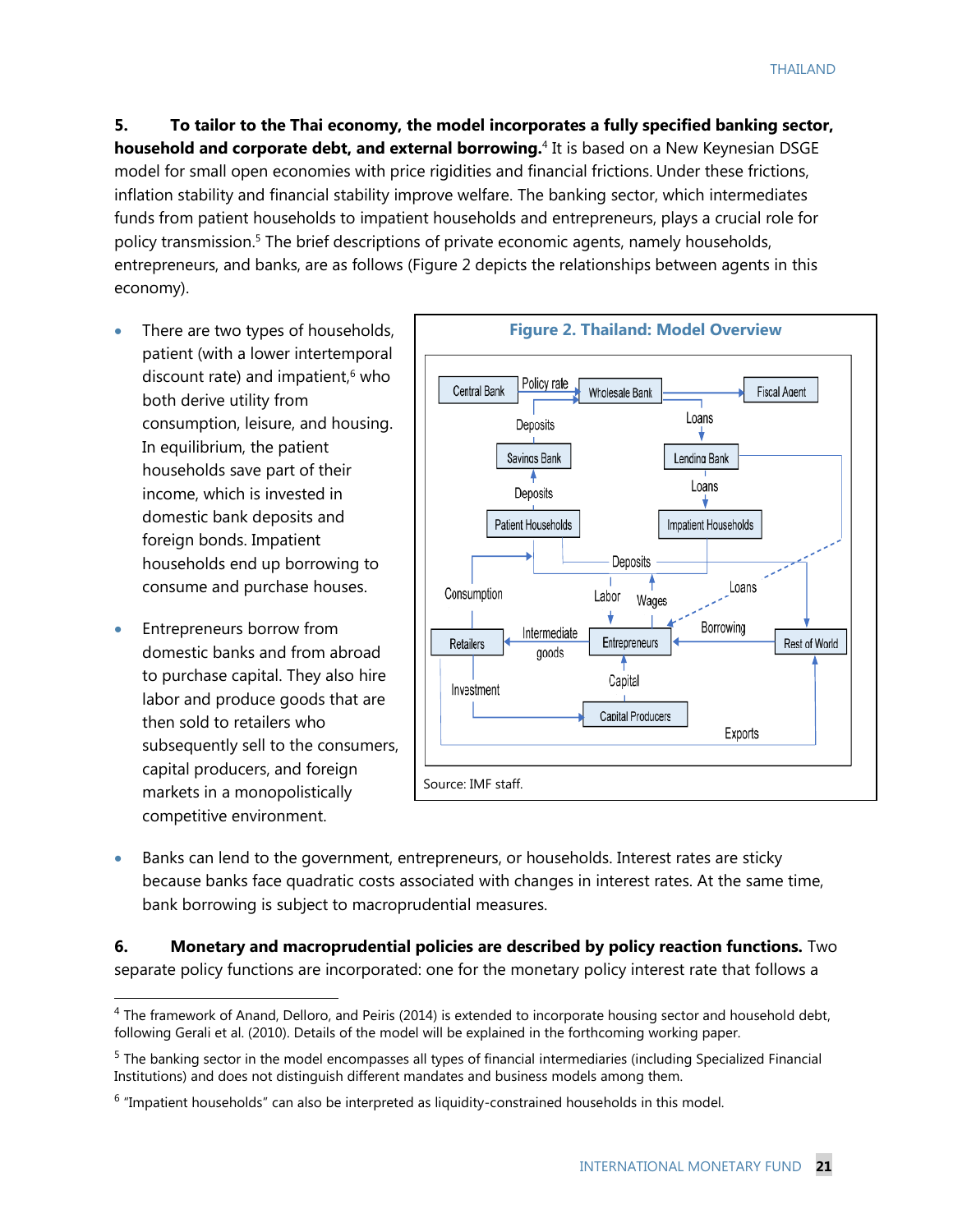**5. To tailor to the Thai economy, the model incorporates a fully specified banking sector, household and corporate debt, and external borrowing.**[4] It is based on a New Keynesian DSGE model for small open economies with price rigidities and financial frictions. Under these frictions, inflation stability and financial stability improve welfare. The banking sector, which intermediates funds from patient households to impatient households and entrepreneurs, plays a crucial role for policy transmission.[5] The brief descriptions of private economic agents, namely households, entrepreneurs, and banks, are as follows (Figure 2 depicts the relationships between agents in this economy).

- There are two types of households, patient (with a lower intertemporal discount rate) and impatient,[6] who both derive utility from consumption, leisure, and housing. In equilibrium, the patient households save part of their income, which is invested in domestic bank deposits and foreign bonds. Impatient households end up borrowing to consume and purchase houses.
- Entrepreneurs borrow from domestic banks and from abroad to purchase capital. They also hire labor and produce goods that are then sold to retailers who subsequently sell to the consumers, capital producers, and foreign markets in a monopolistically competitive environment.

**Figure 2. Thailand: Model Overview**

Source: IMF staff.

- Banks can lend to the government, entrepreneurs, or households. Interest rates are sticky because banks face quadratic costs associated with changes in interest rates. At the same time, bank borrowing is subject to macroprudential measures.

**6. Monetary and macroprudential policies are described by policy reaction functions.** Two separate policy functions are incorporated: one for the monetary policy interest rate that follows a

---

[4] The framework of Anand, Delloro, and Peiris (2014) is extended to incorporate housing sector and household debt, following Gerali et al. (2010). Details of the model will be explained in the forthcoming working paper.

[5] The banking sector in the model encompasses all types of financial intermediaries (including Specialized Financial Institutions) and does not distinguish different mandates and business models among them.

[6] "Impatient households" can also be interpreted as liquidity-constrained households in this model.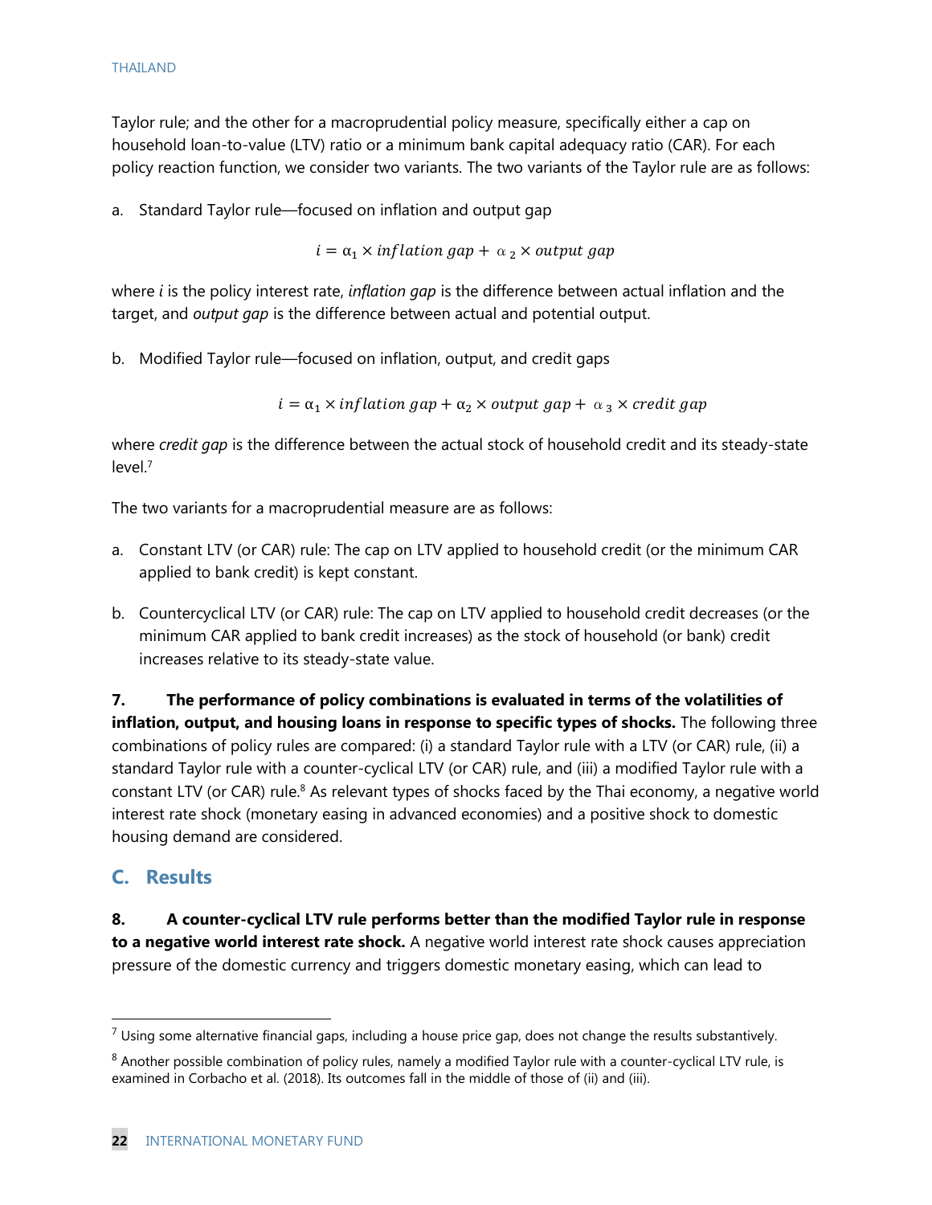Taylor rule; and the other for a macroprudential policy measure, specifically either a cap on household loan-to-value (LTV) ratio or a minimum bank capital adequacy ratio (CAR). For each policy reaction function, we consider two variants. The two variants of the Taylor rule are as follows:

a. Standard Taylor rule—focused on inflation and output gap

$$i = \alpha_1 \times inflation\ gap + \alpha_2 \times output\ gap$$

where *i* is the policy interest rate, *inflation gap* is the difference between actual inflation and the target, and *output gap* is the difference between actual and potential output.

b. Modified Taylor rule—focused on inflation, output, and credit gaps

$$i = \alpha_1 \times inflation\ gap + \alpha_2 \times output\ gap + \alpha_3 \times credit\ gap$$

where *credit gap* is the difference between the actual stock of household credit and its steady-state level.[7]

The two variants for a macroprudential measure are as follows:

a. Constant LTV (or CAR) rule: The cap on LTV applied to household credit (or the minimum CAR applied to bank credit) is kept constant.

b. Countercyclical LTV (or CAR) rule: The cap on LTV applied to household credit decreases (or the minimum CAR applied to bank credit increases) as the stock of household (or bank) credit increases relative to its steady-state value.

**7. The performance of policy combinations is evaluated in terms of the volatilities of inflation, output, and housing loans in response to specific types of shocks.** The following three combinations of policy rules are compared: (i) a standard Taylor rule with a LTV (or CAR) rule, (ii) a standard Taylor rule with a counter-cyclical LTV (or CAR) rule, and (iii) a modified Taylor rule with a constant LTV (or CAR) rule.[8] As relevant types of shocks faced by the Thai economy, a negative world interest rate shock (monetary easing in advanced economies) and a positive shock to domestic housing demand are considered.

## C. Results

**8. A counter-cyclical LTV rule performs better than the modified Taylor rule in response to a negative world interest rate shock.** A negative world interest rate shock causes appreciation pressure of the domestic currency and triggers domestic monetary easing, which can lead to

---

[7] Using some alternative financial gaps, including a house price gap, does not change the results substantively.

[8] Another possible combination of policy rules, namely a modified Taylor rule with a counter-cyclical LTV rule, is examined in Corbacho et al. (2018). Its outcomes fall in the middle of those of (ii) and (iii).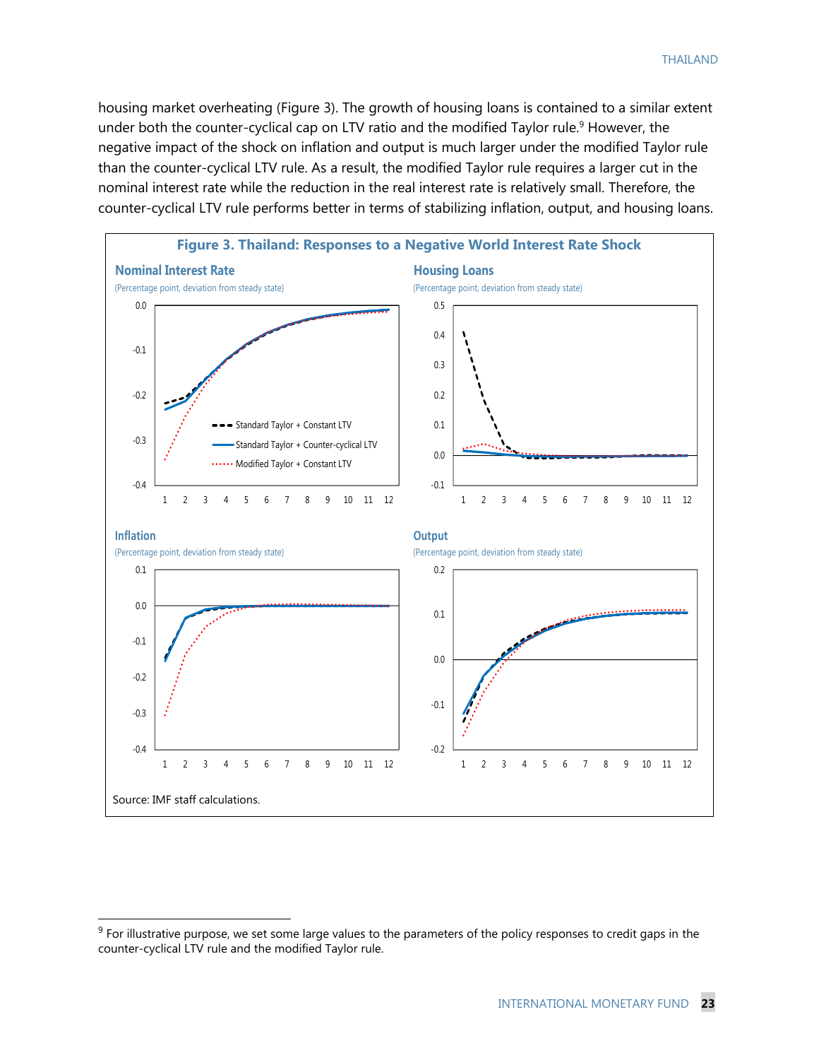housing market overheating (Figure 3). The growth of housing loans is contained to a similar extent under both the counter-cyclical cap on LTV ratio and the modified Taylor rule.[9] However, the negative impact of the shock on inflation and output is much larger under the modified Taylor rule than the counter-cyclical LTV rule. As a result, the modified Taylor rule requires a larger cut in the nominal interest rate while the reduction in the real interest rate is relatively small. Therefore, the counter-cyclical LTV rule performs better in terms of stabilizing inflation, output, and housing loans.

**Figure 3. Thailand: Responses to a Negative World Interest Rate Shock**

**Nominal Interest Rate**
(Percentage point, deviation from steady state)

**Housing Loans**
(Percentage point, deviation from steady state)

**Inflation**
(Percentage point, deviation from steady state)

**Output**
(Percentage point, deviation from steady state)

Legend: Standard Taylor + Constant LTV; Standard Taylor + Counter-cyclical LTV; Modified Taylor + Constant LTV

Source: IMF staff calculations.

[9] For illustrative purpose, we set some large values to the parameters of the policy responses to credit gaps in the counter-cyclical LTV rule and the modified Taylor rule.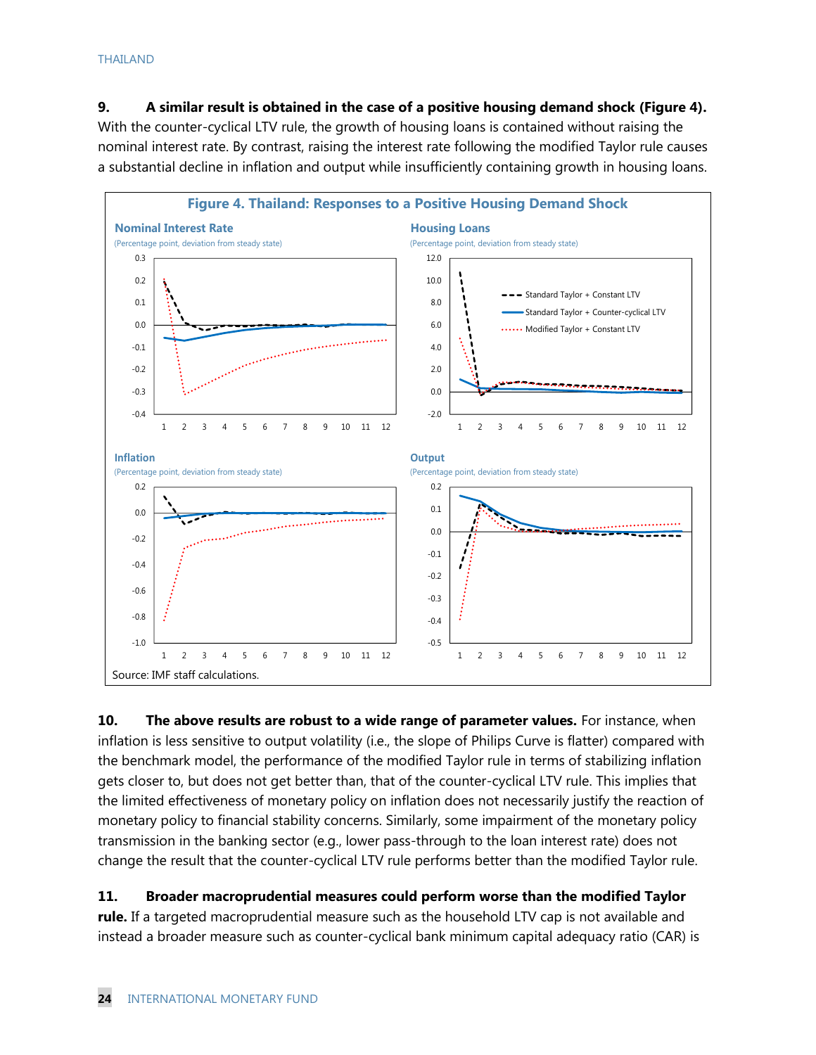**9. A similar result is obtained in the case of a positive housing demand shock (Figure 4).** With the counter-cyclical LTV rule, the growth of housing loans is contained without raising the nominal interest rate. By contrast, raising the interest rate following the modified Taylor rule causes a substantial decline in inflation and output while insufficiently containing growth in housing loans.

**Figure 4. Thailand: Responses to a Positive Housing Demand Shock**

Nominal Interest Rate (Percentage point, deviation from steady state)

Housing Loans (Percentage point, deviation from steady state)

Inflation (Percentage point, deviation from steady state)

Output (Percentage point, deviation from steady state)

Legend: Standard Taylor + Constant LTV; Standard Taylor + Counter-cyclical LTV; Modified Taylor + Constant LTV

Source: IMF staff calculations.

**10. The above results are robust to a wide range of parameter values.** For instance, when inflation is less sensitive to output volatility (i.e., the slope of Philips Curve is flatter) compared with the benchmark model, the performance of the modified Taylor rule in terms of stabilizing inflation gets closer to, but does not get better than, that of the counter-cyclical LTV rule. This implies that the limited effectiveness of monetary policy on inflation does not necessarily justify the reaction of monetary policy to financial stability concerns. Similarly, some impairment of the monetary policy transmission in the banking sector (e.g., lower pass-through to the loan interest rate) does not change the result that the counter-cyclical LTV rule performs better than the modified Taylor rule.

**11. Broader macroprudential measures could perform worse than the modified Taylor rule.** If a targeted macroprudential measure such as the household LTV cap is not available and instead a broader measure such as counter-cyclical bank minimum capital adequacy ratio (CAR) is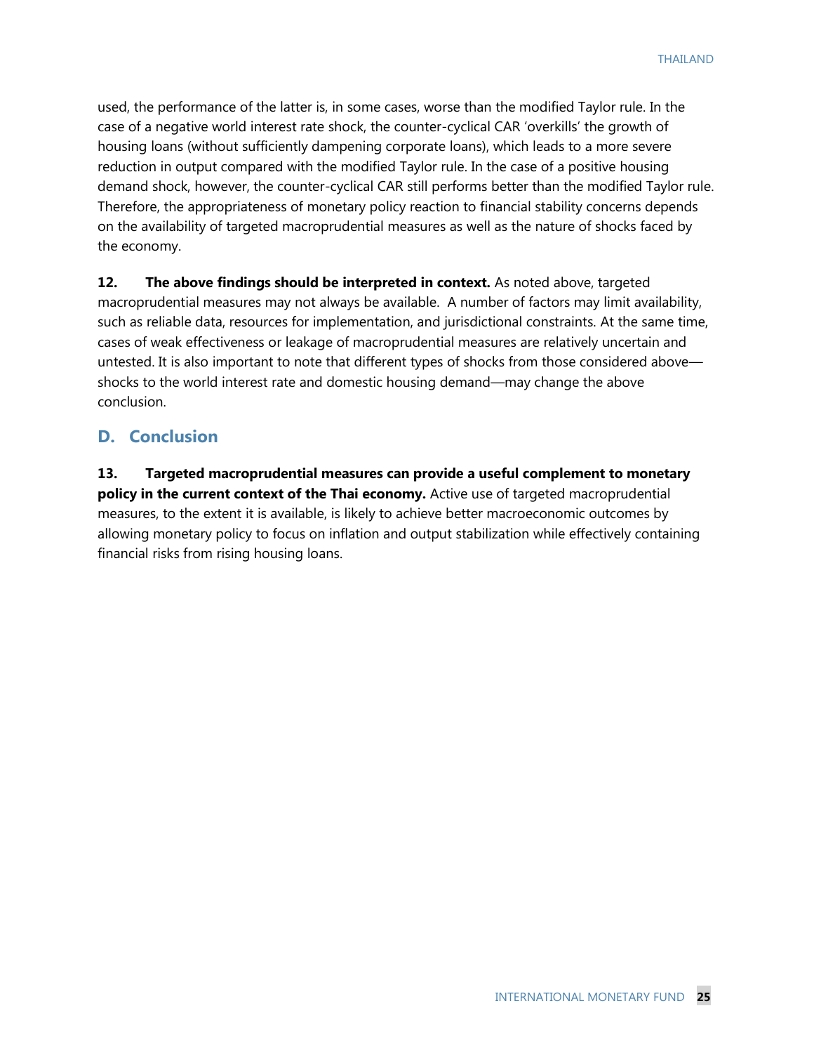used, the performance of the latter is, in some cases, worse than the modified Taylor rule. In the case of a negative world interest rate shock, the counter-cyclical CAR 'overkills' the growth of housing loans (without sufficiently dampening corporate loans), which leads to a more severe reduction in output compared with the modified Taylor rule. In the case of a positive housing demand shock, however, the counter-cyclical CAR still performs better than the modified Taylor rule. Therefore, the appropriateness of monetary policy reaction to financial stability concerns depends on the availability of targeted macroprudential measures as well as the nature of shocks faced by the economy.

**12. The above findings should be interpreted in context.** As noted above, targeted macroprudential measures may not always be available. A number of factors may limit availability, such as reliable data, resources for implementation, and jurisdictional constraints. At the same time, cases of weak effectiveness or leakage of macroprudential measures are relatively uncertain and untested. It is also important to note that different types of shocks from those considered above—shocks to the world interest rate and domestic housing demand—may change the above conclusion.

## D. Conclusion

**13. Targeted macroprudential measures can provide a useful complement to monetary policy in the current context of the Thai economy.** Active use of targeted macroprudential measures, to the extent it is available, is likely to achieve better macroeconomic outcomes by allowing monetary policy to focus on inflation and output stabilization while effectively containing financial risks from rising housing loans.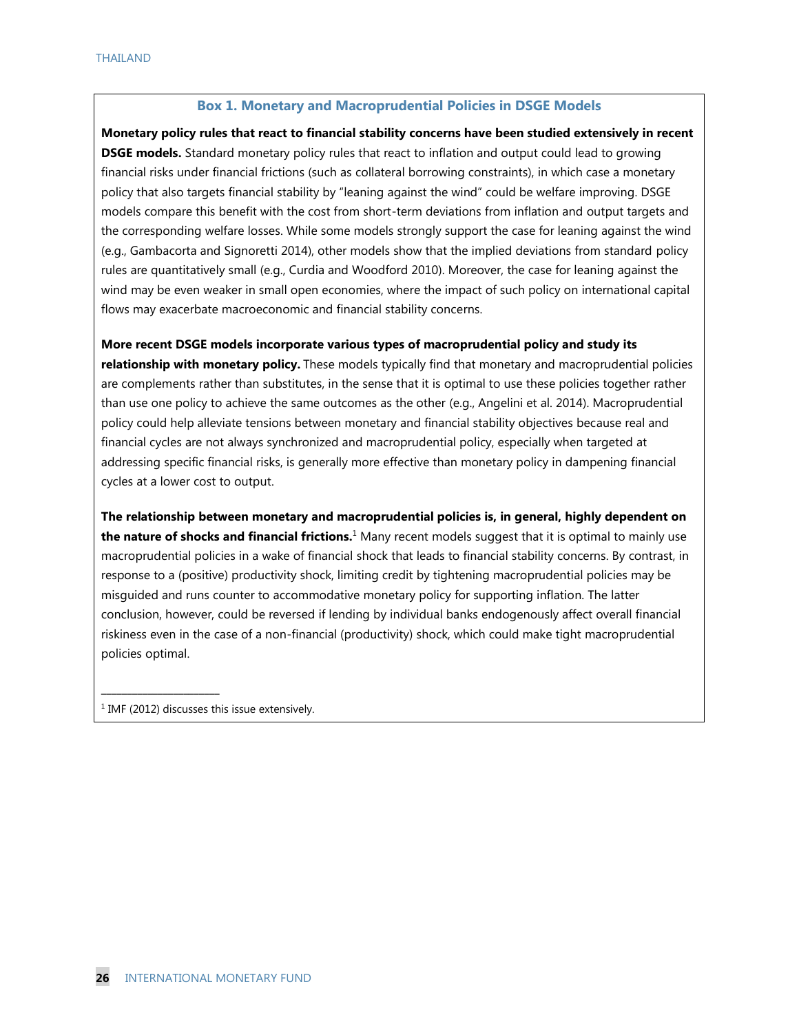### Box 1. Monetary and Macroprudential Policies in DSGE Models

**Monetary policy rules that react to financial stability concerns have been studied extensively in recent DSGE models.** Standard monetary policy rules that react to inflation and output could lead to growing financial risks under financial frictions (such as collateral borrowing constraints), in which case a monetary policy that also targets financial stability by "leaning against the wind" could be welfare improving. DSGE models compare this benefit with the cost from short-term deviations from inflation and output targets and the corresponding welfare losses. While some models strongly support the case for leaning against the wind (e.g., Gambacorta and Signoretti 2014), other models show that the implied deviations from standard policy rules are quantitatively small (e.g., Curdia and Woodford 2010). Moreover, the case for leaning against the wind may be even weaker in small open economies, where the impact of such policy on international capital flows may exacerbate macroeconomic and financial stability concerns.

**More recent DSGE models incorporate various types of macroprudential policy and study its relationship with monetary policy.** These models typically find that monetary and macroprudential policies are complements rather than substitutes, in the sense that it is optimal to use these policies together rather than use one policy to achieve the same outcomes as the other (e.g., Angelini et al. 2014). Macroprudential policy could help alleviate tensions between monetary and financial stability objectives because real and financial cycles are not always synchronized and macroprudential policy, especially when targeted at addressing specific financial risks, is generally more effective than monetary policy in dampening financial cycles at a lower cost to output.

**The relationship between monetary and macroprudential policies is, in general, highly dependent on the nature of shocks and financial frictions.**[1] Many recent models suggest that it is optimal to mainly use macroprudential policies in a wake of financial shock that leads to financial stability concerns. By contrast, in response to a (positive) productivity shock, limiting credit by tightening macroprudential policies may be misguided and runs counter to accommodative monetary policy for supporting inflation. The latter conclusion, however, could be reversed if lending by individual banks endogenously affect overall financial riskiness even in the case of a non-financial (productivity) shock, which could make tight macroprudential policies optimal.

---

[1] IMF (2012) discusses this issue extensively.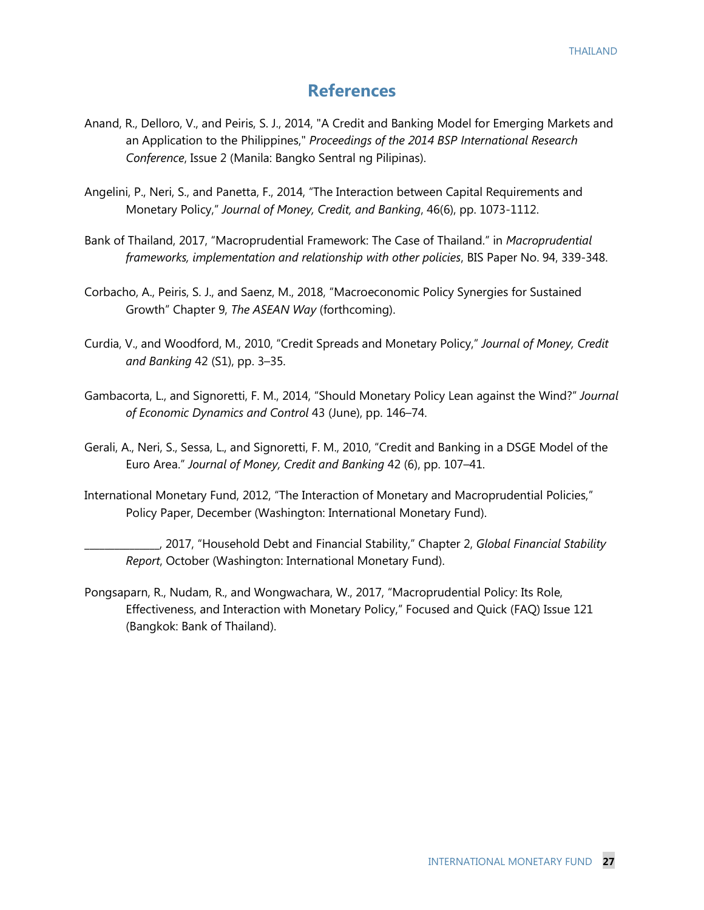# References

Anand, R., Delloro, V., and Peiris, S. J., 2014, "A Credit and Banking Model for Emerging Markets and an Application to the Philippines," *Proceedings of the 2014 BSP International Research Conference*, Issue 2 (Manila: Bangko Sentral ng Pilipinas).

Angelini, P., Neri, S., and Panetta, F., 2014, "The Interaction between Capital Requirements and Monetary Policy," *Journal of Money, Credit, and Banking*, 46(6), pp. 1073-1112.

Bank of Thailand, 2017, "Macroprudential Framework: The Case of Thailand." in *Macroprudential frameworks, implementation and relationship with other policies*, BIS Paper No. 94, 339-348.

Corbacho, A., Peiris, S. J., and Saenz, M., 2018, "Macroeconomic Policy Synergies for Sustained Growth" Chapter 9, *The ASEAN Way* (forthcoming).

Curdia, V., and Woodford, M., 2010, "Credit Spreads and Monetary Policy," *Journal of Money, Credit and Banking* 42 (S1), pp. 3–35.

Gambacorta, L., and Signoretti, F. M., 2014, "Should Monetary Policy Lean against the Wind?" *Journal of Economic Dynamics and Control* 43 (June), pp. 146–74.

Gerali, A., Neri, S., Sessa, L., and Signoretti, F. M., 2010, "Credit and Banking in a DSGE Model of the Euro Area." *Journal of Money, Credit and Banking* 42 (6), pp. 107–41.

International Monetary Fund, 2012, "The Interaction of Monetary and Macroprudential Policies," Policy Paper, December (Washington: International Monetary Fund).

______________, 2017, "Household Debt and Financial Stability," Chapter 2, *Global Financial Stability Report*, October (Washington: International Monetary Fund).

Pongsaparn, R., Nudam, R., and Wongwachara, W., 2017, "Macroprudential Policy: Its Role, Effectiveness, and Interaction with Monetary Policy," Focused and Quick (FAQ) Issue 121 (Bangkok: Bank of Thailand).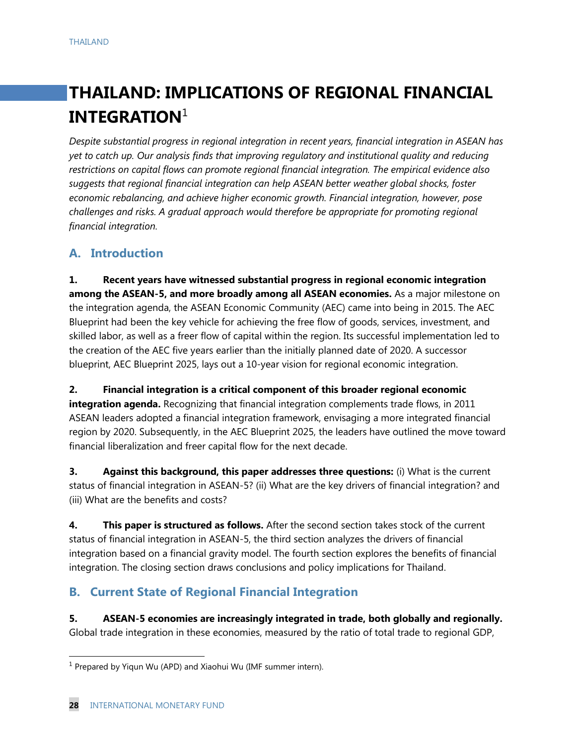# THAILAND: IMPLICATIONS OF REGIONAL FINANCIAL INTEGRATION[1]

*Despite substantial progress in regional integration in recent years, financial integration in ASEAN has yet to catch up. Our analysis finds that improving regulatory and institutional quality and reducing restrictions on capital flows can promote regional financial integration. The empirical evidence also suggests that regional financial integration can help ASEAN better weather global shocks, foster economic rebalancing, and achieve higher economic growth. Financial integration, however, pose challenges and risks. A gradual approach would therefore be appropriate for promoting regional financial integration.*

## A. Introduction

**1. Recent years have witnessed substantial progress in regional economic integration among the ASEAN-5, and more broadly among all ASEAN economies.** As a major milestone on the integration agenda, the ASEAN Economic Community (AEC) came into being in 2015. The AEC Blueprint had been the key vehicle for achieving the free flow of goods, services, investment, and skilled labor, as well as a freer flow of capital within the region. Its successful implementation led to the creation of the AEC five years earlier than the initially planned date of 2020. A successor blueprint, AEC Blueprint 2025, lays out a 10-year vision for regional economic integration.

**2. Financial integration is a critical component of this broader regional economic integration agenda.** Recognizing that financial integration complements trade flows, in 2011 ASEAN leaders adopted a financial integration framework, envisaging a more integrated financial region by 2020. Subsequently, in the AEC Blueprint 2025, the leaders have outlined the move toward financial liberalization and freer capital flow for the next decade.

**3. Against this background, this paper addresses three questions:** (i) What is the current status of financial integration in ASEAN-5? (ii) What are the key drivers of financial integration? and (iii) What are the benefits and costs?

**4. This paper is structured as follows.** After the second section takes stock of the current status of financial integration in ASEAN-5, the third section analyzes the drivers of financial integration based on a financial gravity model. The fourth section explores the benefits of financial integration. The closing section draws conclusions and policy implications for Thailand.

## B. Current State of Regional Financial Integration

**5. ASEAN-5 economies are increasingly integrated in trade, both globally and regionally.** Global trade integration in these economies, measured by the ratio of total trade to regional GDP,

[1] Prepared by Yiqun Wu (APD) and Xiaohui Wu (IMF summer intern).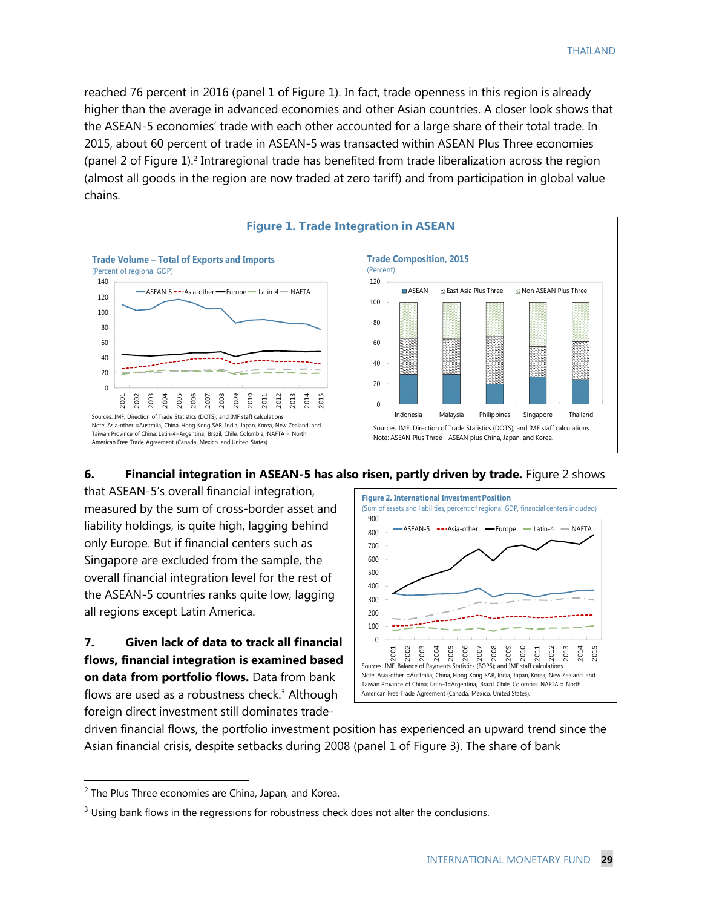reached 76 percent in 2016 (panel 1 of Figure 1). In fact, trade openness in this region is already higher than the average in advanced economies and other Asian countries. A closer look shows that the ASEAN-5 economies' trade with each other accounted for a large share of their total trade. In 2015, about 60 percent of trade in ASEAN-5 was transacted within ASEAN Plus Three economies (panel 2 of Figure 1).[2] Intraregional trade has benefited from trade liberalization across the region (almost all goods in the region are now traded at zero tariff) and from participation in global value chains.

**Figure 1. Trade Integration in ASEAN**

**Trade Volume – Total of Exports and Imports**
(Percent of regional GDP)

Sources: IMF, Direction of Trade Statistics (DOTS); and IMF staff calculations.
Note: Asia-other =Australia, China, Hong Kong SAR, India, Japan, Korea, New Zealand, and Taiwan Province of China; Latin-4=Argentina, Brazil, Chile, Colombia; NAFTA = North American Free Trade Agreement (Canada, Mexico, and United States).

**Trade Composition, 2015**
(Percent)

Sources: IMF, Direction of Trade Statistics (DOTS); and IMF staff calculations.
Note: ASEAN Plus Three - ASEAN plus China, Japan, and Korea.

**6. Financial integration in ASEAN-5 has also risen, partly driven by trade.** Figure 2 shows that ASEAN-5's overall financial integration, measured by the sum of cross-border asset and liability holdings, is quite high, lagging behind only Europe. But if financial centers such as Singapore are excluded from the sample, the overall financial integration level for the rest of the ASEAN-5 countries ranks quite low, lagging all regions except Latin America.

**Figure 2. International Investment Position**
(Sum of assets and liabilities, percent of regional GDP, financial centers included)

Sources: IMF, Balance of Payments Statistics (BOPS); and IMF staff calculations.
Note: Asia-other =Australia, China, Hong Kong SAR, India, Japan, Korea, New Zealand, and Taiwan Province of China; Latin-4=Argentina, Brazil, Chile, Colombia; NAFTA = North American Free Trade Agreement (Canada, Mexico, United States).

**7. Given lack of data to track all financial flows, financial integration is examined based on data from portfolio flows.** Data from bank flows are used as a robustness check.[3] Although foreign direct investment still dominates trade-driven financial flows, the portfolio investment position has experienced an upward trend since the Asian financial crisis, despite setbacks during 2008 (panel 1 of Figure 3). The share of bank

[2] The Plus Three economies are China, Japan, and Korea.

[3] Using bank flows in the regressions for robustness check does not alter the conclusions.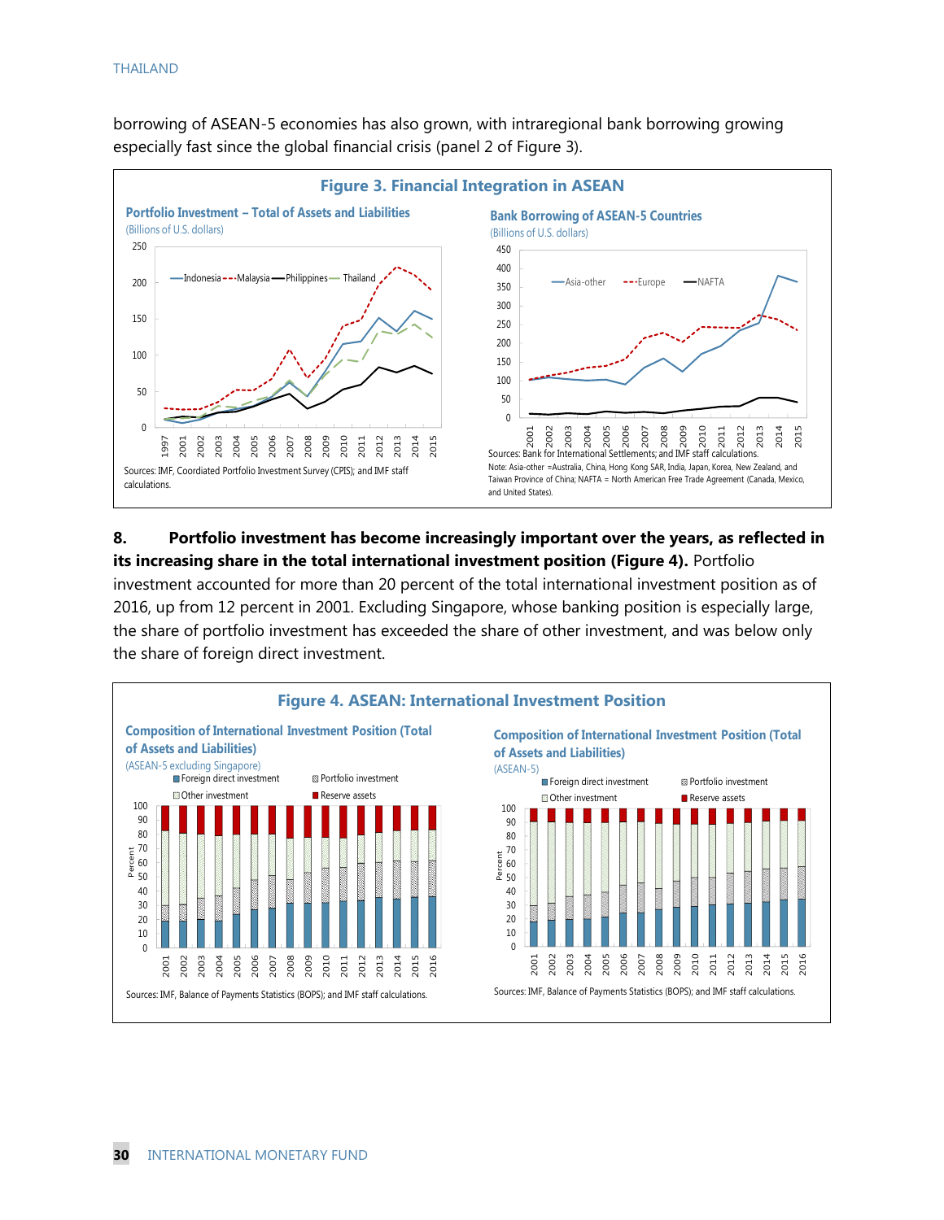borrowing of ASEAN-5 economies has also grown, with intraregional bank borrowing growing especially fast since the global financial crisis (panel 2 of Figure 3).

**Figure 3. Financial Integration in ASEAN**

**Portfolio Investment – Total of Assets and Liabilities**
(Billions of U.S. dollars)

Sources: IMF, Coordiated Portfolio Investment Survey (CPIS); and IMF staff calculations.

**Bank Borrowing of ASEAN-5 Countries**
(Billions of U.S. dollars)

Sources: Bank for International Settlements; and IMF staff calculations.
Note: Asia-other =Australia, China, Hong Kong SAR, India, Japan, Korea, New Zealand, and Taiwan Province of China; NAFTA = North American Free Trade Agreement (Canada, Mexico, and United States).

**8. Portfolio investment has become increasingly important over the years, as reflected in its increasing share in the total international investment position (Figure 4).** Portfolio investment accounted for more than 20 percent of the total international investment position as of 2016, up from 12 percent in 2001. Excluding Singapore, whose banking position is especially large, the share of portfolio investment has exceeded the share of other investment, and was below only the share of foreign direct investment.

**Figure 4. ASEAN: International Investment Position**

**Composition of International Investment Position (Total of Assets and Liabilities)**
(ASEAN-5 excluding Singapore)

Sources: IMF, Balance of Payments Statistics (BOPS); and IMF staff calculations.

**Composition of International Investment Position (Total of Assets and Liabilities)**
(ASEAN-5)

Sources: IMF, Balance of Payments Statistics (BOPS); and IMF staff calculations.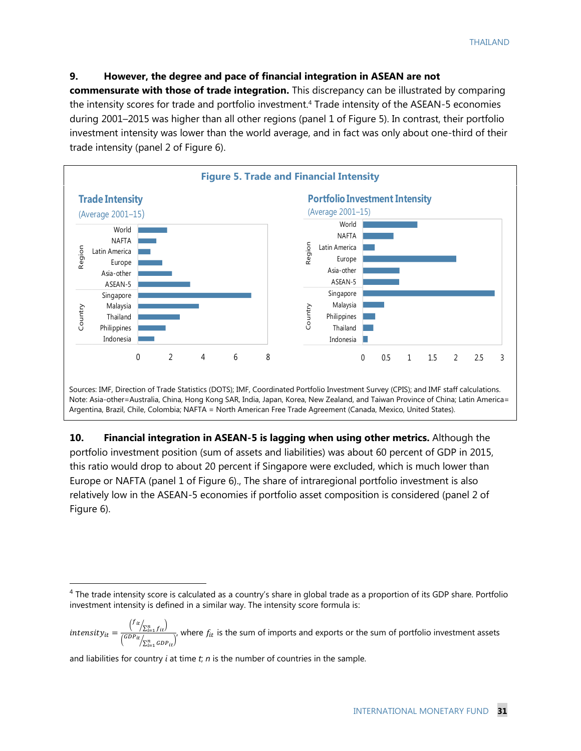**9. However, the degree and pace of financial integration in ASEAN are not commensurate with those of trade integration.** This discrepancy can be illustrated by comparing the intensity scores for trade and portfolio investment.[4] Trade intensity of the ASEAN-5 economies during 2001–2015 was higher than all other regions (panel 1 of Figure 5). In contrast, their portfolio investment intensity was lower than the world average, and in fact was only about one-third of their trade intensity (panel 2 of Figure 6).

**Figure 5. Trade and Financial Intensity**

**Trade Intensity**
(Average 2001–15)

**Portfolio Investment Intensity**
(Average 2001–15)

Sources: IMF, Direction of Trade Statistics (DOTS); IMF, Coordinated Portfolio Investment Survey (CPIS); and IMF staff calculations.
Note: Asia-other=Australia, China, Hong Kong SAR, India, Japan, Korea, New Zealand, and Taiwan Province of China; Latin America= Argentina, Brazil, Chile, Colombia; NAFTA = North American Free Trade Agreement (Canada, Mexico, United States).

**10. Financial integration in ASEAN-5 is lagging when using other metrics.** Although the portfolio investment position (sum of assets and liabilities) was about 60 percent of GDP in 2015, this ratio would drop to about 20 percent if Singapore were excluded, which is much lower than Europe or NAFTA (panel 1 of Figure 6)., The share of intraregional portfolio investment is also relatively low in the ASEAN-5 economies if portfolio asset composition is considered (panel 2 of Figure 6).

---

[4] The trade intensity score is calculated as a country's share in global trade as a proportion of its GDP share. Portfolio investment intensity is defined in a similar way. The intensity score formula is:

$$intensity_{it} = \frac{\left( f_{it} / \sum_{i=1}^{n} f_{it} \right)}{\left( GDP_{it} / \sum_{i=1}^{n} GDP_{it} \right)},$$ where $f_{it}$ is the sum of imports and exports or the sum of portfolio investment assets and liabilities for country $i$ at time $t$; $n$ is the number of countries in the sample.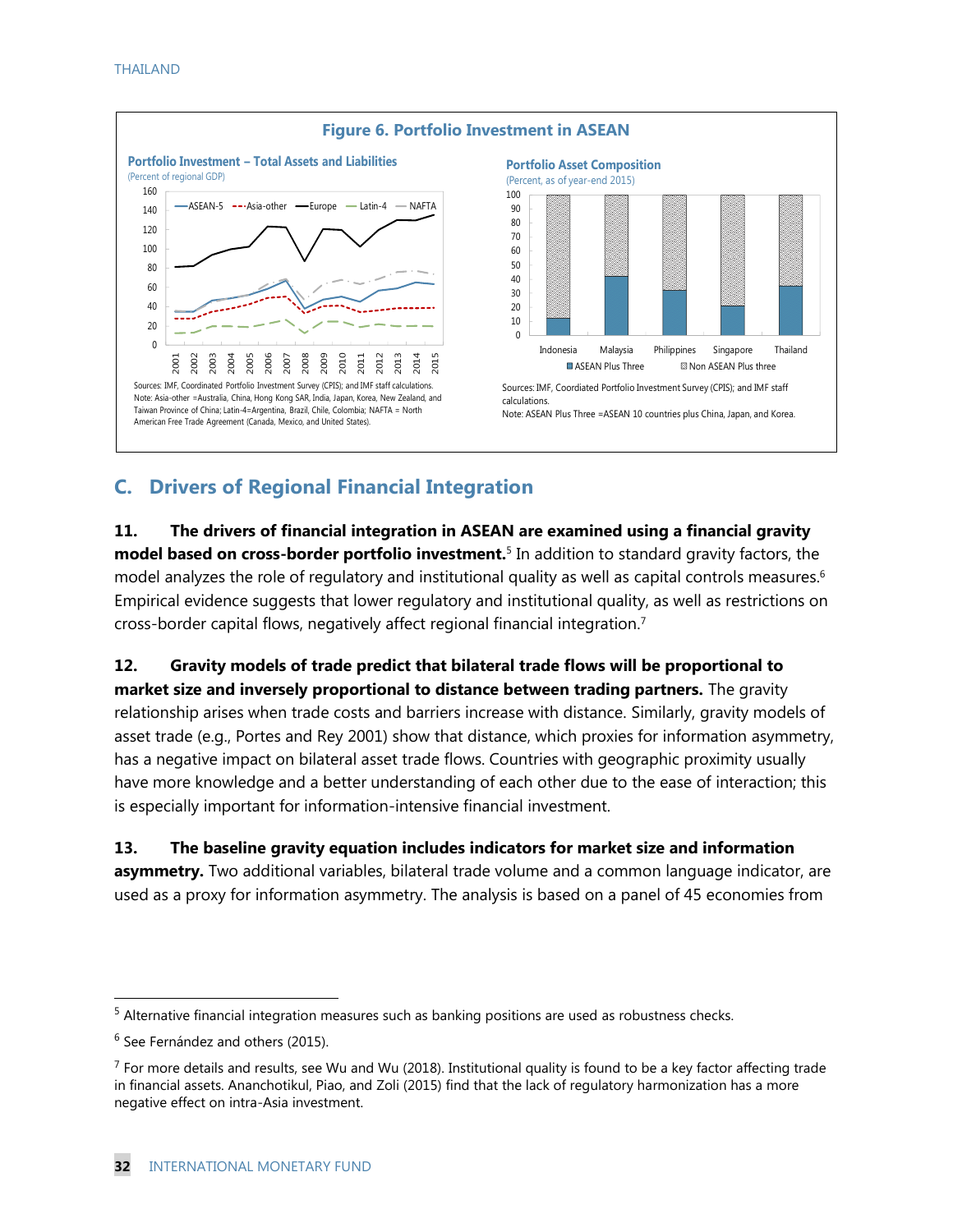**Figure 6. Portfolio Investment in ASEAN**

**Portfolio Investment – Total Assets and Liabilities**
(Percent of regional GDP)

Sources: IMF, Coordinated Portfolio Investment Survey (CPIS); and IMF staff calculations.
Note: Asia-other =Australia, China, Hong Kong SAR, India, Japan, Korea, New Zealand, and Taiwan Province of China; Latin-4=Argentina, Brazil, Chile, Colombia; NAFTA = North American Free Trade Agreement (Canada, Mexico, and United States).

**Portfolio Asset Composition**
(Percent, as of year-end 2015)

Sources: IMF, Coordinated Portfolio Investment Survey (CPIS); and IMF staff calculations.
Note: ASEAN Plus Three =ASEAN 10 countries plus China, Japan, and Korea.

## C. Drivers of Regional Financial Integration

**11. The drivers of financial integration in ASEAN are examined using a financial gravity model based on cross-border portfolio investment.**[5] In addition to standard gravity factors, the model analyzes the role of regulatory and institutional quality as well as capital controls measures.[6] Empirical evidence suggests that lower regulatory and institutional quality, as well as restrictions on cross-border capital flows, negatively affect regional financial integration.[7]

**12. Gravity models of trade predict that bilateral trade flows will be proportional to market size and inversely proportional to distance between trading partners.** The gravity relationship arises when trade costs and barriers increase with distance. Similarly, gravity models of asset trade (e.g., Portes and Rey 2001) show that distance, which proxies for information asymmetry, has a negative impact on bilateral asset trade flows. Countries with geographic proximity usually have more knowledge and a better understanding of each other due to the ease of interaction; this is especially important for information-intensive financial investment.

**13. The baseline gravity equation includes indicators for market size and information asymmetry.** Two additional variables, bilateral trade volume and a common language indicator, are used as a proxy for information asymmetry. The analysis is based on a panel of 45 economies from

---

[5] Alternative financial integration measures such as banking positions are used as robustness checks.

[6] See Fernández and others (2015).

[7] For more details and results, see Wu and Wu (2018). Institutional quality is found to be a key factor affecting trade in financial assets. Ananchotikul, Piao, and Zoli (2015) find that the lack of regulatory harmonization has a more negative effect on intra-Asia investment.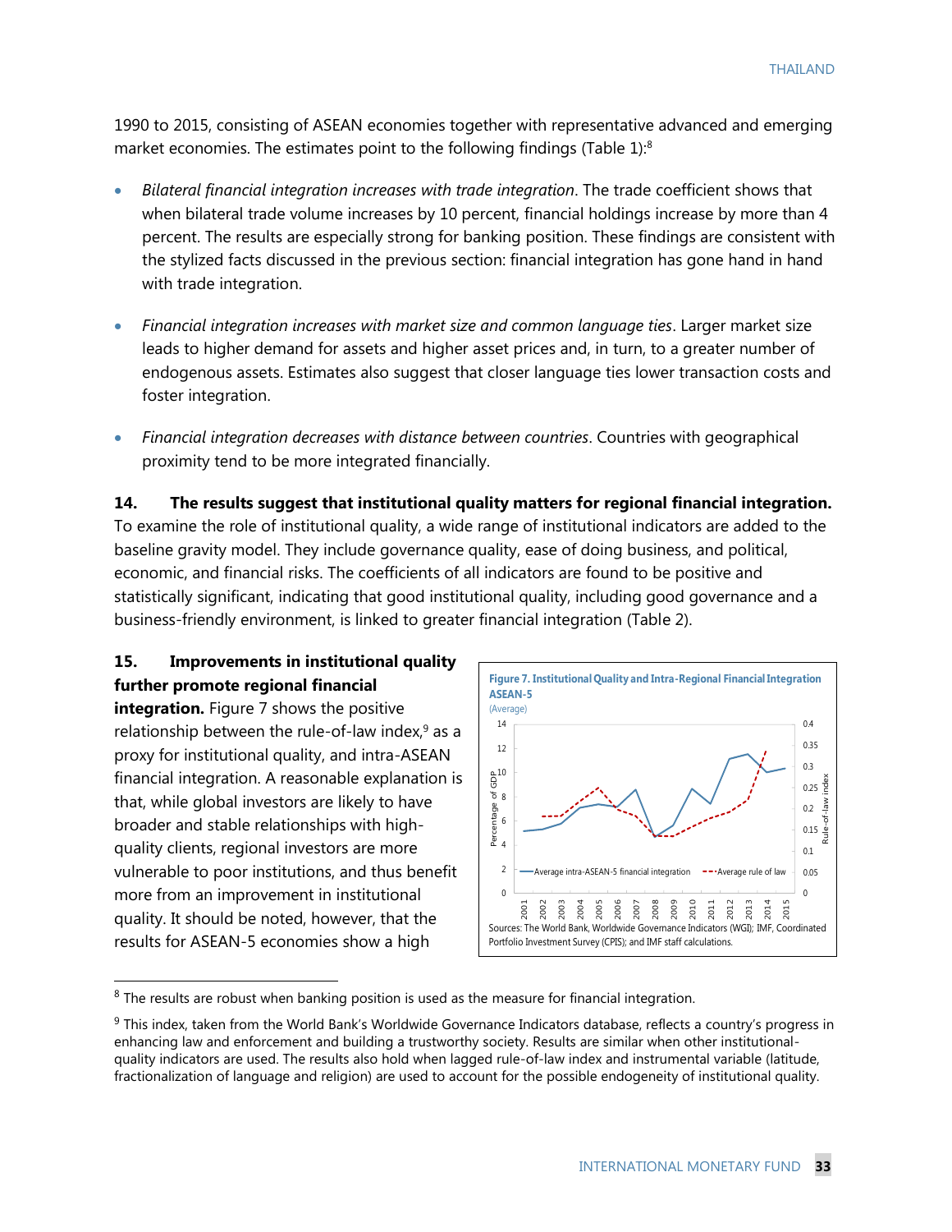1990 to 2015, consisting of ASEAN economies together with representative advanced and emerging market economies. The estimates point to the following findings (Table 1):[8]

- *Bilateral financial integration increases with trade integration*. The trade coefficient shows that when bilateral trade volume increases by 10 percent, financial holdings increase by more than 4 percent. The results are especially strong for banking position. These findings are consistent with the stylized facts discussed in the previous section: financial integration has gone hand in hand with trade integration.

- *Financial integration increases with market size and common language ties*. Larger market size leads to higher demand for assets and higher asset prices and, in turn, to a greater number of endogenous assets. Estimates also suggest that closer language ties lower transaction costs and foster integration.

- *Financial integration decreases with distance between countries*. Countries with geographical proximity tend to be more integrated financially.

**14. The results suggest that institutional quality matters for regional financial integration.** To examine the role of institutional quality, a wide range of institutional indicators are added to the baseline gravity model. They include governance quality, ease of doing business, and political, economic, and financial risks. The coefficients of all indicators are found to be positive and statistically significant, indicating that good institutional quality, including good governance and a business-friendly environment, is linked to greater financial integration (Table 2).

**15. Improvements in institutional quality further promote regional financial integration.** Figure 7 shows the positive relationship between the rule-of-law index,[9] as a proxy for institutional quality, and intra-ASEAN financial integration. A reasonable explanation is that, while global investors are likely to have broader and stable relationships with high-quality clients, regional investors are more vulnerable to poor institutions, and thus benefit more from an improvement in institutional quality. It should be noted, however, that the results for ASEAN-5 economies show a high

**Figure 7. Institutional Quality and Intra-Regional Financial Integration ASEAN-5**
(Average)

Sources: The World Bank, Worldwide Governance Indicators (WGI); IMF, Coordinated Portfolio Investment Survey (CPIS); and IMF staff calculations.

---

[8] The results are robust when banking position is used as the measure for financial integration.

[9] This index, taken from the World Bank's Worldwide Governance Indicators database, reflects a country's progress in enhancing law and enforcement and building a trustworthy society. Results are similar when other institutional-quality indicators are used. The results also hold when lagged rule-of-law index and instrumental variable (latitude, fractionalization of language and religion) are used to account for the possible endogeneity of institutional quality.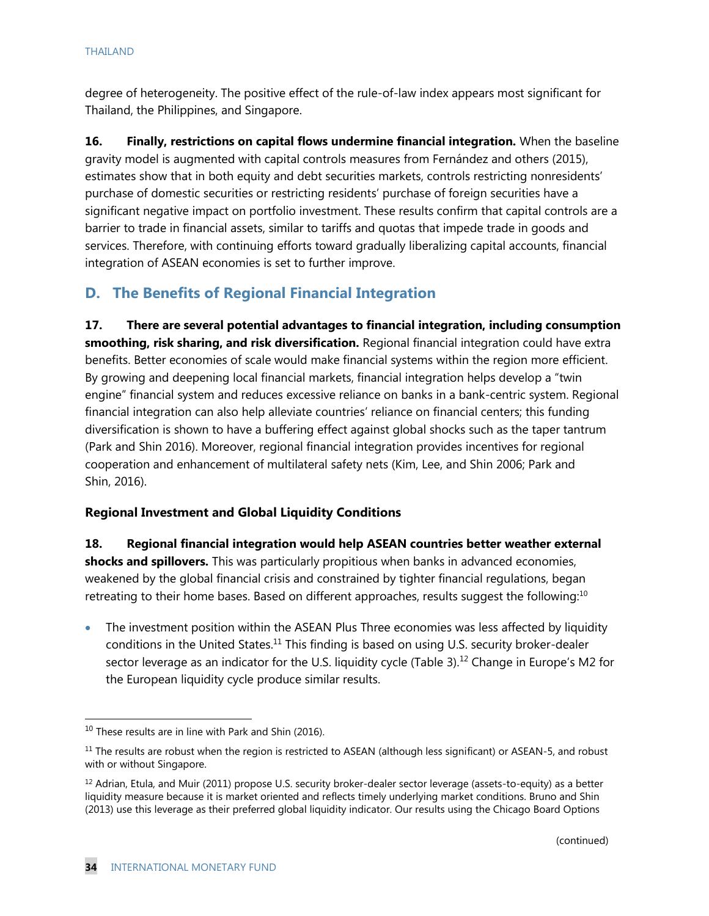degree of heterogeneity. The positive effect of the rule-of-law index appears most significant for Thailand, the Philippines, and Singapore.

**16. Finally, restrictions on capital flows undermine financial integration.** When the baseline gravity model is augmented with capital controls measures from Fernández and others (2015), estimates show that in both equity and debt securities markets, controls restricting nonresidents' purchase of domestic securities or restricting residents' purchase of foreign securities have a significant negative impact on portfolio investment. These results confirm that capital controls are a barrier to trade in financial assets, similar to tariffs and quotas that impede trade in goods and services. Therefore, with continuing efforts toward gradually liberalizing capital accounts, financial integration of ASEAN economies is set to further improve.

## D. The Benefits of Regional Financial Integration

**17. There are several potential advantages to financial integration, including consumption smoothing, risk sharing, and risk diversification.** Regional financial integration could have extra benefits. Better economies of scale would make financial systems within the region more efficient. By growing and deepening local financial markets, financial integration helps develop a "twin engine" financial system and reduces excessive reliance on banks in a bank-centric system. Regional financial integration can also help alleviate countries' reliance on financial centers; this funding diversification is shown to have a buffering effect against global shocks such as the taper tantrum (Park and Shin 2016). Moreover, regional financial integration provides incentives for regional cooperation and enhancement of multilateral safety nets (Kim, Lee, and Shin 2006; Park and Shin, 2016).

### Regional Investment and Global Liquidity Conditions

**18. Regional financial integration would help ASEAN countries better weather external shocks and spillovers.** This was particularly propitious when banks in advanced economies, weakened by the global financial crisis and constrained by tighter financial regulations, began retreating to their home bases. Based on different approaches, results suggest the following:[10]

- The investment position within the ASEAN Plus Three economies was less affected by liquidity conditions in the United States.[11] This finding is based on using U.S. security broker-dealer sector leverage as an indicator for the U.S. liquidity cycle (Table 3).[12] Change in Europe's M2 for the European liquidity cycle produce similar results.

---

[10] These results are in line with Park and Shin (2016).

[11] The results are robust when the region is restricted to ASEAN (although less significant) or ASEAN-5, and robust with or without Singapore.

[12] Adrian, Etula, and Muir (2011) propose U.S. security broker-dealer sector leverage (assets-to-equity) as a better liquidity measure because it is market oriented and reflects timely underlying market conditions. Bruno and Shin (2013) use this leverage as their preferred global liquidity indicator. Our results using the Chicago Board Options

(continued)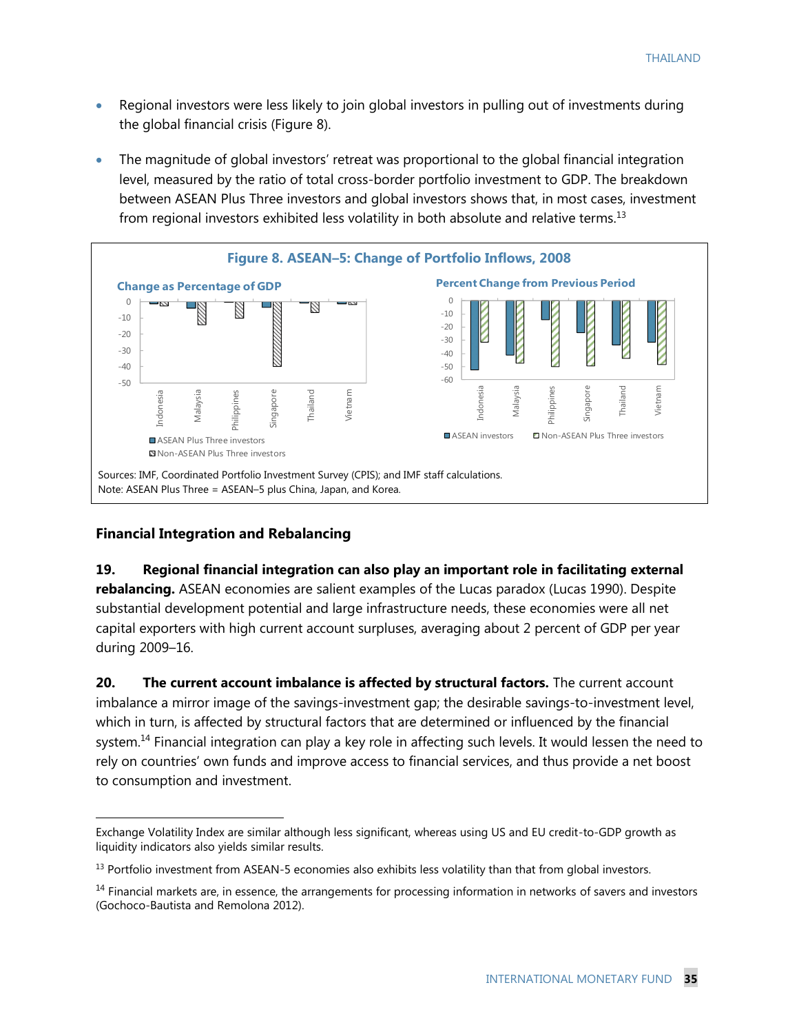- Regional investors were less likely to join global investors in pulling out of investments during the global financial crisis (Figure 8).
- The magnitude of global investors' retreat was proportional to the global financial integration level, measured by the ratio of total cross-border portfolio investment to GDP. The breakdown between ASEAN Plus Three investors and global investors shows that, in most cases, investment from regional investors exhibited less volatility in both absolute and relative terms.[13]

**Figure 8. ASEAN–5: Change of Portfolio Inflows, 2008**

Change as Percentage of GDP

Percent Change from Previous Period

Sources: IMF, Coordinated Portfolio Investment Survey (CPIS); and IMF staff calculations.
Note: ASEAN Plus Three = ASEAN–5 plus China, Japan, and Korea.

### Financial Integration and Rebalancing

**19. Regional financial integration can also play an important role in facilitating external rebalancing.** ASEAN economies are salient examples of the Lucas paradox (Lucas 1990). Despite substantial development potential and large infrastructure needs, these economies were all net capital exporters with high current account surpluses, averaging about 2 percent of GDP per year during 2009–16.

**20. The current account imbalance is affected by structural factors.** The current account imbalance a mirror image of the savings-investment gap; the desirable savings-to-investment level, which in turn, is affected by structural factors that are determined or influenced by the financial system.[14] Financial integration can play a key role in affecting such levels. It would lessen the need to rely on countries' own funds and improve access to financial services, and thus provide a net boost to consumption and investment.

---

Exchange Volatility Index are similar although less significant, whereas using US and EU credit-to-GDP growth as liquidity indicators also yields similar results.

[13] Portfolio investment from ASEAN-5 economies also exhibits less volatility than that from global investors.

[14] Financial markets are, in essence, the arrangements for processing information in networks of savers and investors (Gochoco-Bautista and Remolona 2012).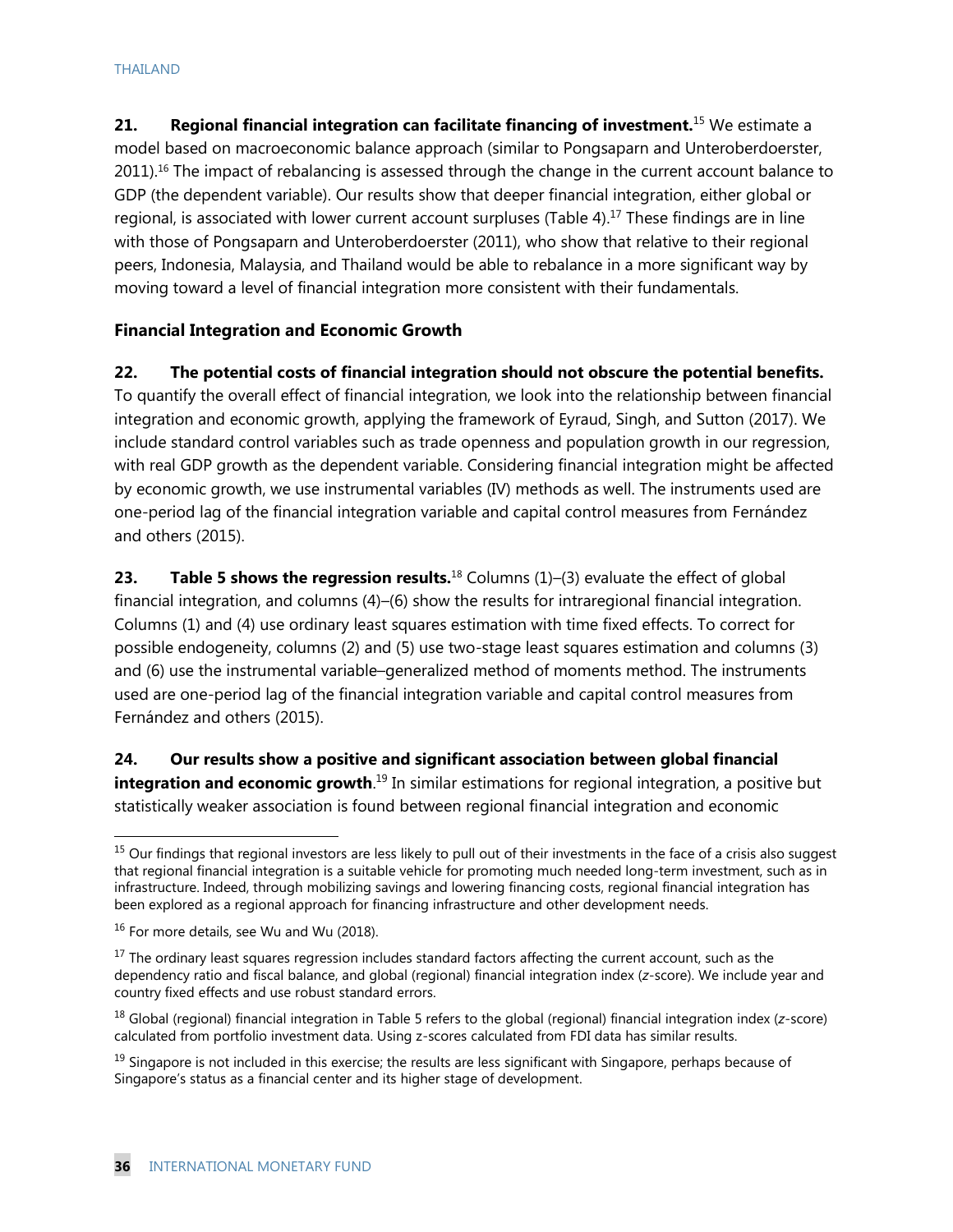**21. Regional financial integration can facilitate financing of investment.**[15] We estimate a model based on macroeconomic balance approach (similar to Pongsaparn and Unteroberdoerster, 2011).[16] The impact of rebalancing is assessed through the change in the current account balance to GDP (the dependent variable). Our results show that deeper financial integration, either global or regional, is associated with lower current account surpluses (Table 4).[17] These findings are in line with those of Pongsaparn and Unteroberdoerster (2011), who show that relative to their regional peers, Indonesia, Malaysia, and Thailand would be able to rebalance in a more significant way by moving toward a level of financial integration more consistent with their fundamentals.

**Financial Integration and Economic Growth**

**22. The potential costs of financial integration should not obscure the potential benefits.** To quantify the overall effect of financial integration, we look into the relationship between financial integration and economic growth, applying the framework of Eyraud, Singh, and Sutton (2017). We include standard control variables such as trade openness and population growth in our regression, with real GDP growth as the dependent variable. Considering financial integration might be affected by economic growth, we use instrumental variables (IV) methods as well. The instruments used are one-period lag of the financial integration variable and capital control measures from Fernández and others (2015).

**23. Table 5 shows the regression results.**[18] Columns (1)–(3) evaluate the effect of global financial integration, and columns (4)–(6) show the results for intraregional financial integration. Columns (1) and (4) use ordinary least squares estimation with time fixed effects. To correct for possible endogeneity, columns (2) and (5) use two-stage least squares estimation and columns (3) and (6) use the instrumental variable–generalized method of moments method. The instruments used are one-period lag of the financial integration variable and capital control measures from Fernández and others (2015).

**24. Our results show a positive and significant association between global financial integration and economic growth**.[19] In similar estimations for regional integration, a positive but statistically weaker association is found between regional financial integration and economic

---

[15] Our findings that regional investors are less likely to pull out of their investments in the face of a crisis also suggest that regional financial integration is a suitable vehicle for promoting much needed long-term investment, such as in infrastructure. Indeed, through mobilizing savings and lowering financing costs, regional financial integration has been explored as a regional approach for financing infrastructure and other development needs.

[16] For more details, see Wu and Wu (2018).

[17] The ordinary least squares regression includes standard factors affecting the current account, such as the dependency ratio and fiscal balance, and global (regional) financial integration index (*z*-score). We include year and country fixed effects and use robust standard errors.

[18] Global (regional) financial integration in Table 5 refers to the global (regional) financial integration index (*z*-score) calculated from portfolio investment data. Using z-scores calculated from FDI data has similar results.

[19] Singapore is not included in this exercise; the results are less significant with Singapore, perhaps because of Singapore's status as a financial center and its higher stage of development.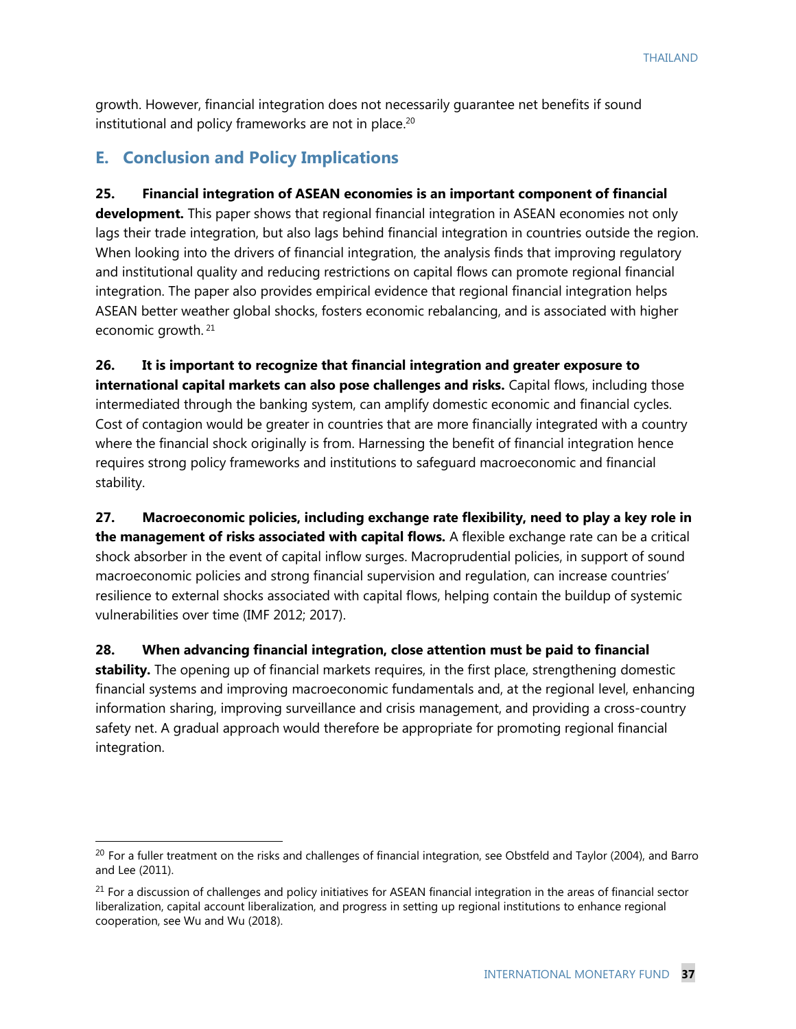growth. However, financial integration does not necessarily guarantee net benefits if sound institutional and policy frameworks are not in place.[20]

## E. Conclusion and Policy Implications

**25. Financial integration of ASEAN economies is an important component of financial development.** This paper shows that regional financial integration in ASEAN economies not only lags their trade integration, but also lags behind financial integration in countries outside the region. When looking into the drivers of financial integration, the analysis finds that improving regulatory and institutional quality and reducing restrictions on capital flows can promote regional financial integration. The paper also provides empirical evidence that regional financial integration helps ASEAN better weather global shocks, fosters economic rebalancing, and is associated with higher economic growth.[21]

**26. It is important to recognize that financial integration and greater exposure to international capital markets can also pose challenges and risks.** Capital flows, including those intermediated through the banking system, can amplify domestic economic and financial cycles. Cost of contagion would be greater in countries that are more financially integrated with a country where the financial shock originally is from. Harnessing the benefit of financial integration hence requires strong policy frameworks and institutions to safeguard macroeconomic and financial stability.

**27. Macroeconomic policies, including exchange rate flexibility, need to play a key role in the management of risks associated with capital flows.** A flexible exchange rate can be a critical shock absorber in the event of capital inflow surges. Macroprudential policies, in support of sound macroeconomic policies and strong financial supervision and regulation, can increase countries' resilience to external shocks associated with capital flows, helping contain the buildup of systemic vulnerabilities over time (IMF 2012; 2017).

**28. When advancing financial integration, close attention must be paid to financial stability.** The opening up of financial markets requires, in the first place, strengthening domestic financial systems and improving macroeconomic fundamentals and, at the regional level, enhancing information sharing, improving surveillance and crisis management, and providing a cross-country safety net. A gradual approach would therefore be appropriate for promoting regional financial integration.

---

[20] For a fuller treatment on the risks and challenges of financial integration, see Obstfeld and Taylor (2004), and Barro and Lee (2011).

[21] For a discussion of challenges and policy initiatives for ASEAN financial integration in the areas of financial sector liberalization, capital account liberalization, and progress in setting up regional institutions to enhance regional cooperation, see Wu and Wu (2018).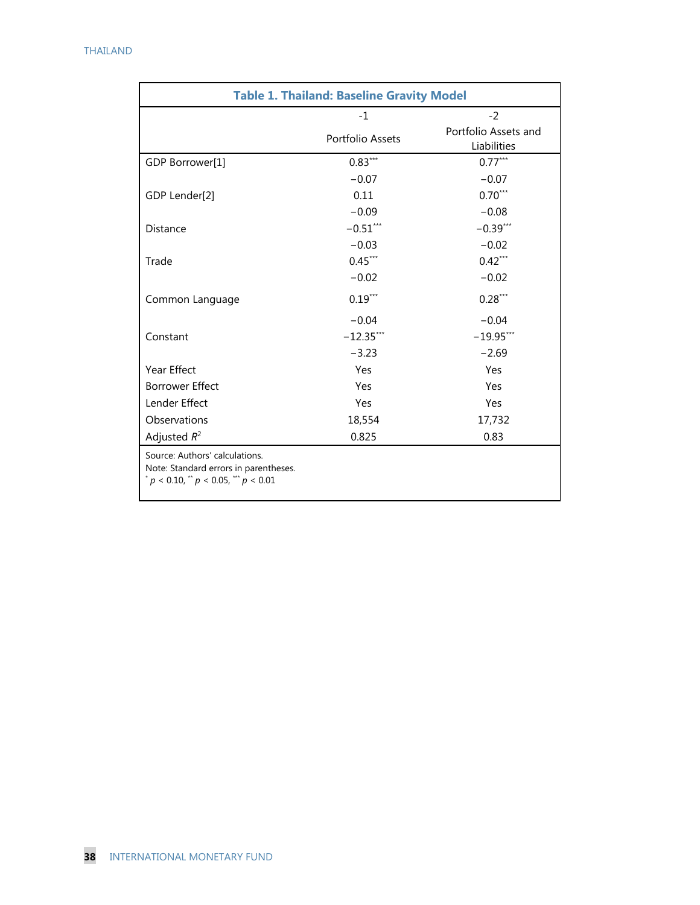**Table 1. Thailand: Baseline Gravity Model**

| | -1 | -2 |
|---|---|---|
| | Portfolio Assets | Portfolio Assets and Liabilities |
| GDP Borrower[1] | 0.83*** | 0.77*** |
| | −0.07 | −0.07 |
| GDP Lender[2] | 0.11 | 0.70*** |
| | −0.09 | −0.08 |
| Distance | −0.51*** | −0.39*** |
| | −0.03 | −0.02 |
| Trade | 0.45*** | 0.42*** |
| | −0.02 | −0.02 |
| Common Language | 0.19*** | 0.28*** |
| | −0.04 | −0.04 |
| Constant | −12.35*** | −19.95*** |
| | −3.23 | −2.69 |
| Year Effect | Yes | Yes |
| Borrower Effect | Yes | Yes |
| Lender Effect | Yes | Yes |
| Observations | 18,554 | 17,732 |
| Adjusted $R^2$ | 0.825 | 0.83 |

Source: Authors' calculations.
Note: Standard errors in parentheses.
* $p < 0.10$, ** $p < 0.05$, *** $p < 0.01$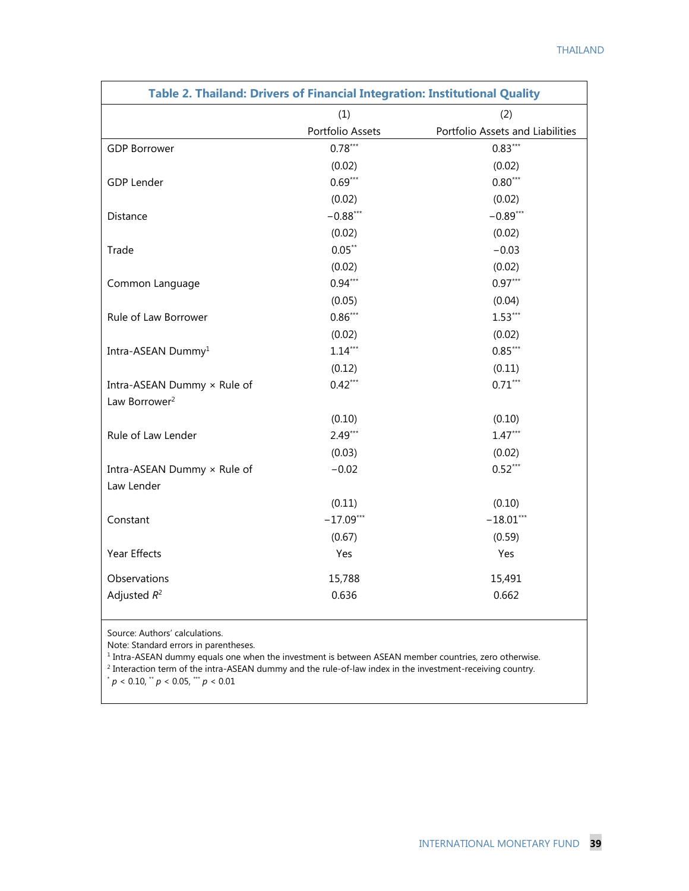**Table 2. Thailand: Drivers of Financial Integration: Institutional Quality**

| | (1) | (2) |
|---|---|---|
| | Portfolio Assets | Portfolio Assets and Liabilities |
| GDP Borrower | 0.78*** | 0.83*** |
| | (0.02) | (0.02) |
| GDP Lender | 0.69*** | 0.80*** |
| | (0.02) | (0.02) |
| Distance | −0.88*** | −0.89*** |
| | (0.02) | (0.02) |
| Trade | 0.05** | −0.03 |
| | (0.02) | (0.02) |
| Common Language | 0.94*** | 0.97*** |
| | (0.05) | (0.04) |
| Rule of Law Borrower | 0.86*** | 1.53*** |
| | (0.02) | (0.02) |
| Intra-ASEAN Dummy[1] | 1.14*** | 0.85*** |
| | (0.12) | (0.11) |
| Intra-ASEAN Dummy × Rule of Law Borrower[2] | 0.42*** | 0.71*** |
| | (0.10) | (0.10) |
| Rule of Law Lender | 2.49*** | 1.47*** |
| | (0.03) | (0.02) |
| Intra-ASEAN Dummy × Rule of Law Lender | −0.02 | 0.52*** |
| | (0.11) | (0.10) |
| Constant | −17.09*** | −18.01*** |
| | (0.67) | (0.59) |
| Year Effects | Yes | Yes |
| Observations | 15,788 | 15,491 |
| Adjusted $R^2$ | 0.636 | 0.662 |

Source: Authors' calculations.
Note: Standard errors in parentheses.
[1] Intra-ASEAN dummy equals one when the investment is between ASEAN member countries, zero otherwise.
[2] Interaction term of the intra-ASEAN dummy and the rule-of-law index in the investment-receiving country.
* $p < 0.10$, ** $p < 0.05$, *** $p < 0.01$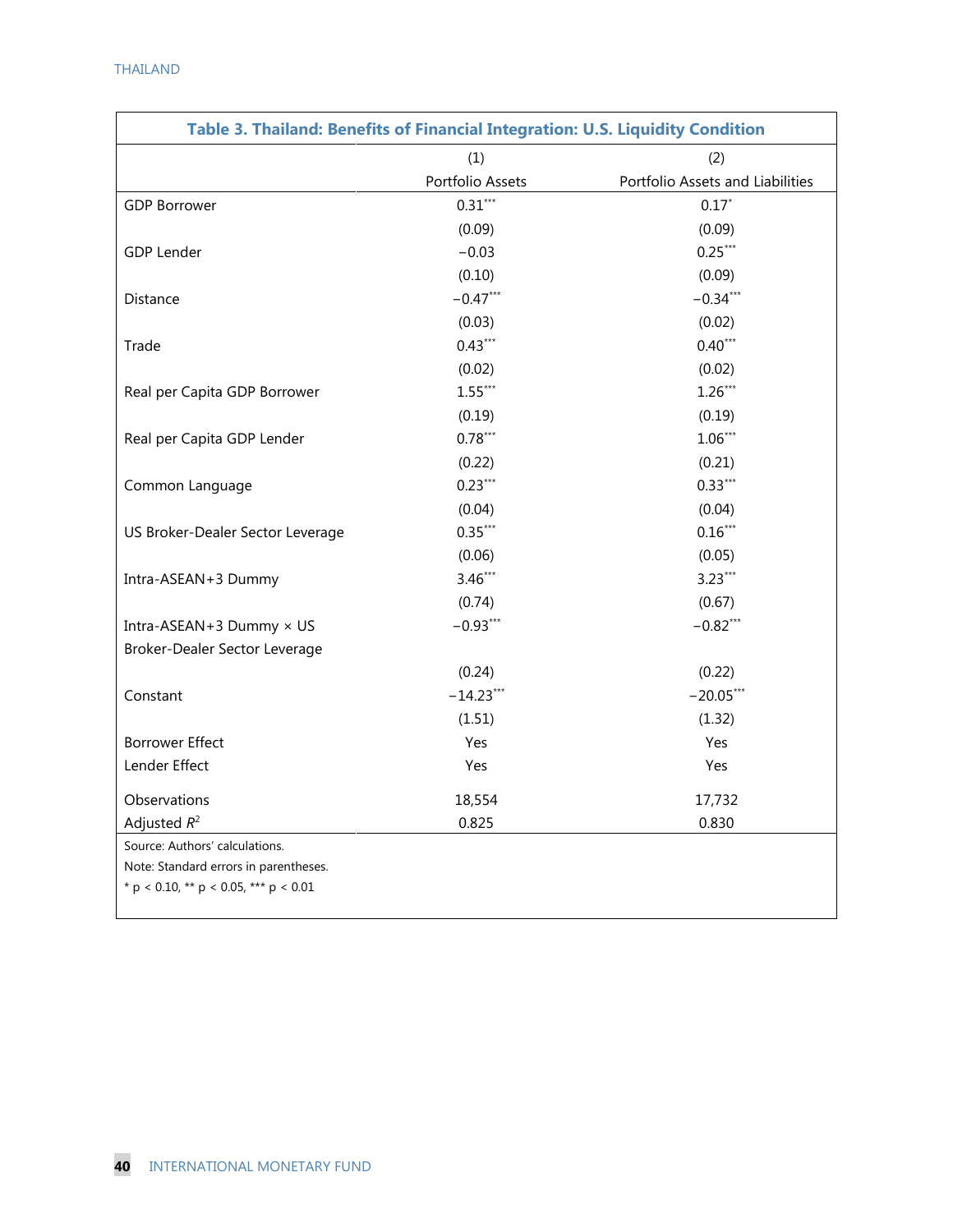**Table 3. Thailand: Benefits of Financial Integration: U.S. Liquidity Condition**

| | (1) | (2) |
|---|---|---|
| | Portfolio Assets | Portfolio Assets and Liabilities |
| GDP Borrower | 0.31*** | 0.17* |
| | (0.09) | (0.09) |
| GDP Lender | −0.03 | 0.25*** |
| | (0.10) | (0.09) |
| Distance | −0.47*** | −0.34*** |
| | (0.03) | (0.02) |
| Trade | 0.43*** | 0.40*** |
| | (0.02) | (0.02) |
| Real per Capita GDP Borrower | 1.55*** | 1.26*** |
| | (0.19) | (0.19) |
| Real per Capita GDP Lender | 0.78*** | 1.06*** |
| | (0.22) | (0.21) |
| Common Language | 0.23*** | 0.33*** |
| | (0.04) | (0.04) |
| US Broker-Dealer Sector Leverage | 0.35*** | 0.16*** |
| | (0.06) | (0.05) |
| Intra-ASEAN+3 Dummy | 3.46*** | 3.23*** |
| | (0.74) | (0.67) |
| Intra-ASEAN+3 Dummy × US Broker-Dealer Sector Leverage | −0.93*** | −0.82*** |
| | (0.24) | (0.22) |
| Constant | −14.23*** | −20.05*** |
| | (1.51) | (1.32) |
| Borrower Effect | Yes | Yes |
| Lender Effect | Yes | Yes |
| Observations | 18,554 | 17,732 |
| Adjusted $R^2$ | 0.825 | 0.830 |

Source: Authors' calculations.

Note: Standard errors in parentheses.

* $p < 0.10$, ** $p < 0.05$, *** $p < 0.01$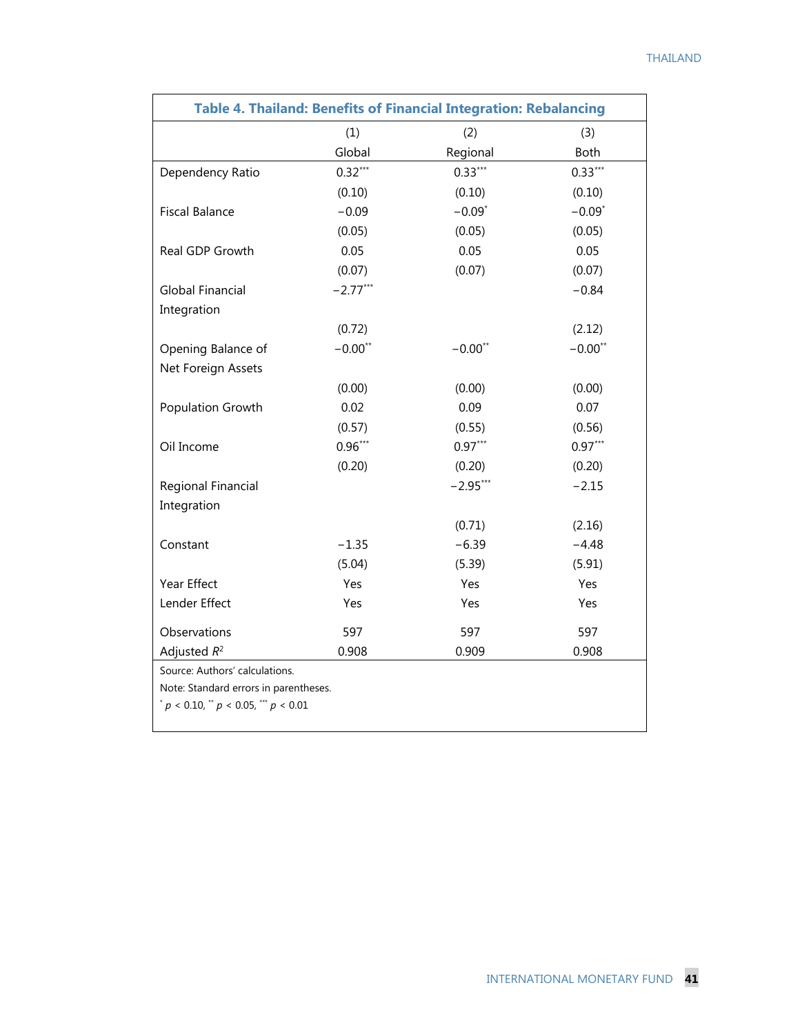**Table 4. Thailand: Benefits of Financial Integration: Rebalancing**

| | (1) | (2) | (3) |
|---|---|---|---|
| | Global | Regional | Both |
| Dependency Ratio | 0.32*** | 0.33*** | 0.33*** |
| | (0.10) | (0.10) | (0.10) |
| Fiscal Balance | −0.09 | −0.09* | −0.09* |
| | (0.05) | (0.05) | (0.05) |
| Real GDP Growth | 0.05 | 0.05 | 0.05 |
| | (0.07) | (0.07) | (0.07) |
| Global Financial Integration | −2.77*** | | −0.84 |
| | (0.72) | | (2.12) |
| Opening Balance of Net Foreign Assets | −0.00** | −0.00** | −0.00** |
| | (0.00) | (0.00) | (0.00) |
| Population Growth | 0.02 | 0.09 | 0.07 |
| | (0.57) | (0.55) | (0.56) |
| Oil Income | 0.96*** | 0.97*** | 0.97*** |
| | (0.20) | (0.20) | (0.20) |
| Regional Financial Integration | | −2.95*** | −2.15 |
| | | (0.71) | (2.16) |
| Constant | −1.35 | −6.39 | −4.48 |
| | (5.04) | (5.39) | (5.91) |
| Year Effect | Yes | Yes | Yes |
| Lender Effect | Yes | Yes | Yes |
| Observations | 597 | 597 | 597 |
| Adjusted $R^2$ | 0.908 | 0.909 | 0.908 |

Source: Authors' calculations.

Note: Standard errors in parentheses.

* $p < 0.10$, ** $p < 0.05$, *** $p < 0.01$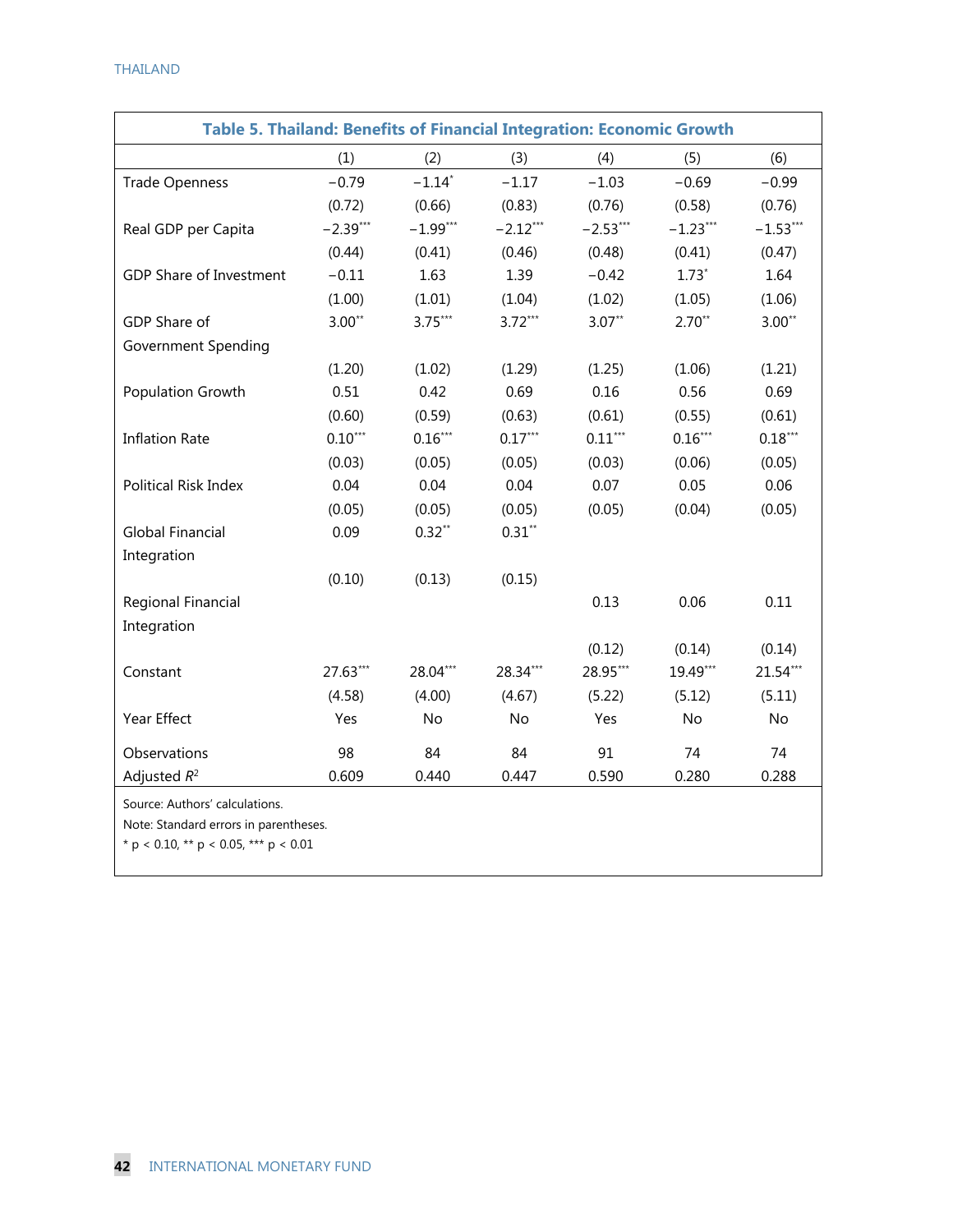**Table 5. Thailand: Benefits of Financial Integration: Economic Growth**

| | (1) | (2) | (3) | (4) | (5) | (6) |
|---|---|---|---|---|---|---|
| Trade Openness | −0.79 | −1.14* | −1.17 | −1.03 | −0.69 | −0.99 |
| | (0.72) | (0.66) | (0.83) | (0.76) | (0.58) | (0.76) |
| Real GDP per Capita | −2.39*** | −1.99*** | −2.12*** | −2.53*** | −1.23*** | −1.53*** |
| | (0.44) | (0.41) | (0.46) | (0.48) | (0.41) | (0.47) |
| GDP Share of Investment | −0.11 | 1.63 | 1.39 | −0.42 | 1.73* | 1.64 |
| | (1.00) | (1.01) | (1.04) | (1.02) | (1.05) | (1.06) |
| GDP Share of Government Spending | 3.00** | 3.75*** | 3.72*** | 3.07** | 2.70** | 3.00** |
| | (1.20) | (1.02) | (1.29) | (1.25) | (1.06) | (1.21) |
| Population Growth | 0.51 | 0.42 | 0.69 | 0.16 | 0.56 | 0.69 |
| | (0.60) | (0.59) | (0.63) | (0.61) | (0.55) | (0.61) |
| Inflation Rate | 0.10*** | 0.16*** | 0.17*** | 0.11*** | 0.16*** | 0.18*** |
| | (0.03) | (0.05) | (0.05) | (0.03) | (0.06) | (0.05) |
| Political Risk Index | 0.04 | 0.04 | 0.04 | 0.07 | 0.05 | 0.06 |
| | (0.05) | (0.05) | (0.05) | (0.05) | (0.04) | (0.05) |
| Global Financial Integration | 0.09 | 0.32** | 0.31** | | | |
| | (0.10) | (0.13) | (0.15) | | | |
| Regional Financial Integration | | | | 0.13 | 0.06 | 0.11 |
| | | | | (0.12) | (0.14) | (0.14) |
| Constant | 27.63*** | 28.04*** | 28.34*** | 28.95*** | 19.49*** | 21.54*** |
| | (4.58) | (4.00) | (4.67) | (5.22) | (5.12) | (5.11) |
| Year Effect | Yes | No | No | Yes | No | No |
| Observations | 98 | 84 | 84 | 91 | 74 | 74 |
| Adjusted $R^2$ | 0.609 | 0.440 | 0.447 | 0.590 | 0.280 | 0.288 |

Source: Authors' calculations.

Note: Standard errors in parentheses.

* $p < 0.10$, ** $p < 0.05$, *** $p < 0.01$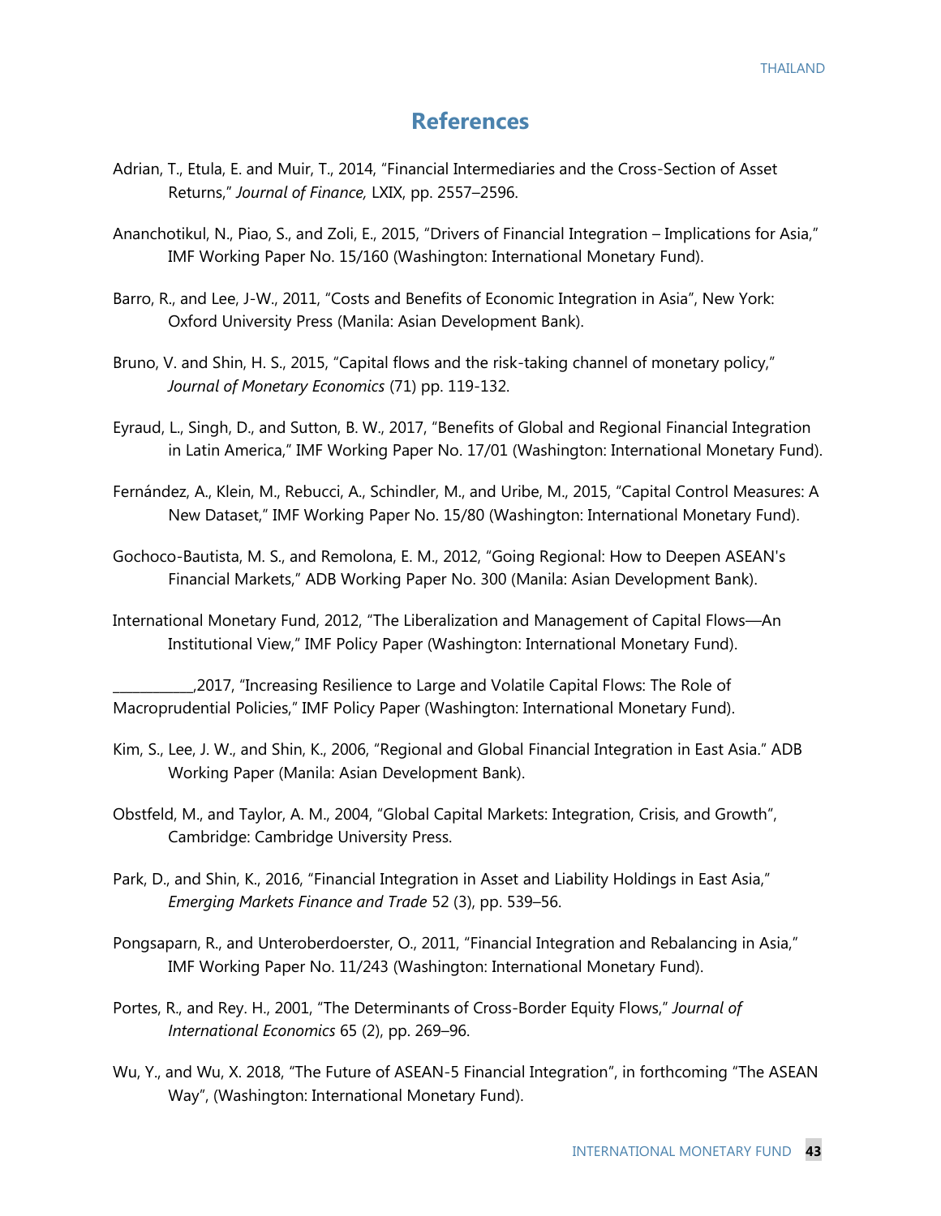# References

Adrian, T., Etula, E. and Muir, T., 2014, "Financial Intermediaries and the Cross-Section of Asset Returns," *Journal of Finance,* LXIX, pp. 2557–2596.

Ananchotikul, N., Piao, S., and Zoli, E., 2015, "Drivers of Financial Integration – Implications for Asia," IMF Working Paper No. 15/160 (Washington: International Monetary Fund).

Barro, R., and Lee, J-W., 2011, "Costs and Benefits of Economic Integration in Asia", New York: Oxford University Press (Manila: Asian Development Bank).

Bruno, V. and Shin, H. S., 2015, "Capital flows and the risk-taking channel of monetary policy," *Journal of Monetary Economics* (71) pp. 119-132.

Eyraud, L., Singh, D., and Sutton, B. W., 2017, "Benefits of Global and Regional Financial Integration in Latin America," IMF Working Paper No. 17/01 (Washington: International Monetary Fund).

Fernández, A., Klein, M., Rebucci, A., Schindler, M., and Uribe, M., 2015, "Capital Control Measures: A New Dataset," IMF Working Paper No. 15/80 (Washington: International Monetary Fund).

Gochoco-Bautista, M. S., and Remolona, E. M., 2012, "Going Regional: How to Deepen ASEAN's Financial Markets," ADB Working Paper No. 300 (Manila: Asian Development Bank).

International Monetary Fund, 2012, "The Liberalization and Management of Capital Flows—An Institutional View," IMF Policy Paper (Washington: International Monetary Fund).

___________,2017, "Increasing Resilience to Large and Volatile Capital Flows: The Role of Macroprudential Policies," IMF Policy Paper (Washington: International Monetary Fund).

Kim, S., Lee, J. W., and Shin, K., 2006, "Regional and Global Financial Integration in East Asia." ADB Working Paper (Manila: Asian Development Bank).

Obstfeld, M., and Taylor, A. M., 2004, "Global Capital Markets: Integration, Crisis, and Growth", Cambridge: Cambridge University Press.

Park, D., and Shin, K., 2016, "Financial Integration in Asset and Liability Holdings in East Asia," *Emerging Markets Finance and Trade* 52 (3), pp. 539–56.

Pongsaparn, R., and Unteroberdoerster, O., 2011, "Financial Integration and Rebalancing in Asia," IMF Working Paper No. 11/243 (Washington: International Monetary Fund).

Portes, R., and Rey. H., 2001, "The Determinants of Cross-Border Equity Flows," *Journal of International Economics* 65 (2), pp. 269–96.

Wu, Y., and Wu, X. 2018, "The Future of ASEAN-5 Financial Integration", in forthcoming "The ASEAN Way", (Washington: International Monetary Fund).